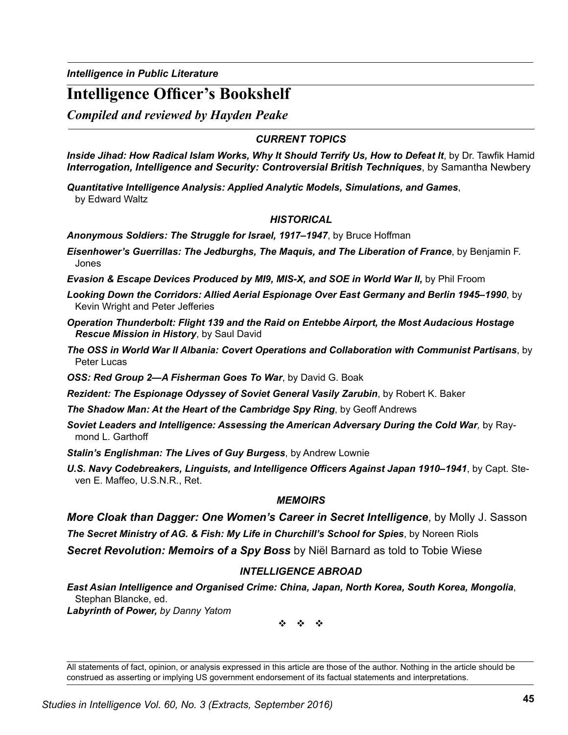*Intelligence in Public Literature*

# Intelligence Officer's Bookshelf

*Compiled and reviewed by Hayden Peake*

### *CURRENT TOPICS*

***Inside Jihad: How Radical Islam Works, Why It Should Terrify Us, How to Defeat It***, by Dr. Tawfik Hamid
***Interrogation, Intelligence and Security: Controversial British Techniques***, by Samantha Newbery

***Quantitative Intelligence Analysis: Applied Analytic Models, Simulations, and Games***, by Edward Waltz

### *HISTORICAL*

***Anonymous Soldiers: The Struggle for Israel, 1917–1947***, by Bruce Hoffman

***Eisenhower's Guerrillas: The Jedburghs, The Maquis, and The Liberation of France***, by Benjamin F. Jones

***Evasion & Escape Devices Produced by MI9, MIS-X, and SOE in World War II,*** by Phil Froom

***Looking Down the Corridors: Allied Aerial Espionage Over East Germany and Berlin 1945–1990***, by Kevin Wright and Peter Jefferies

***Operation Thunderbolt: Flight 139 and the Raid on Entebbe Airport, the Most Audacious Hostage Rescue Mission in History***, by Saul David

***The OSS in World War II Albania: Covert Operations and Collaboration with Communist Partisans***, by Peter Lucas

***OSS: Red Group 2—A Fisherman Goes To War***, by David G. Boak

***Rezident: The Espionage Odyssey of Soviet General Vasily Zarubin***, by Robert K. Baker

***The Shadow Man: At the Heart of the Cambridge Spy Ring***, by Geoff Andrews

***Soviet Leaders and Intelligence: Assessing the American Adversary During the Cold War,*** by Raymond L. Garthoff

***Stalin's Englishman: The Lives of Guy Burgess***, by Andrew Lownie

***U.S. Navy Codebreakers, Linguists, and Intelligence Officers Against Japan 1910–1941***, by Capt. Steven E. Maffeo, U.S.N.R., Ret.

### *MEMOIRS*

***More Cloak than Dagger: One Women's Career in Secret Intelligence***, by Molly J. Sasson

***The Secret Ministry of AG. & Fish: My Life in Churchill's School for Spies***, by Noreen Riols

***Secret Revolution: Memoirs of a Spy Boss*** by Niël Barnard as told to Tobie Wiese

### *INTELLIGENCE ABROAD*

***East Asian Intelligence and Organised Crime: China, Japan, North Korea, South Korea, Mongolia***, Stephan Blancke, ed.
***Labyrinth of Power,*** *by Danny Yatom*

❖ ❖ ❖

All statements of fact, opinion, or analysis expressed in this article are those of the author. Nothing in the article should be construed as asserting or implying US government endorsement of its factual statements and interpretations.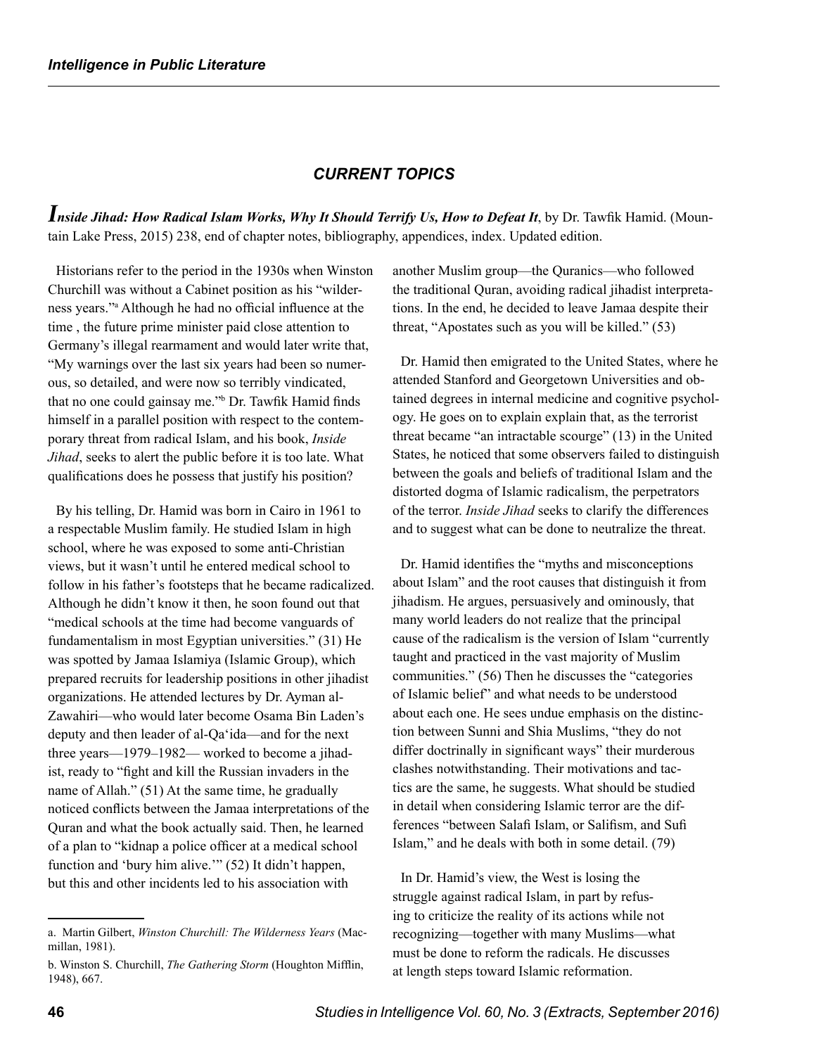## *CURRENT TOPICS*

***Inside Jihad: How Radical Islam Works, Why It Should Terrify Us, How to Defeat It***, by Dr. Tawfik Hamid. (Mountain Lake Press, 2015) 238, end of chapter notes, bibliography, appendices, index. Updated edition.

Historians refer to the period in the 1930s when Winston Churchill was without a Cabinet position as his "wilderness years."[a] Although he had no official influence at the time , the future prime minister paid close attention to Germany's illegal rearmament and would later write that, "My warnings over the last six years had been so numerous, so detailed, and were now so terribly vindicated, that no one could gainsay me."[b] Dr. Tawfik Hamid finds himself in a parallel position with respect to the contemporary threat from radical Islam, and his book, *Inside Jihad*, seeks to alert the public before it is too late. What qualifications does he possess that justify his position?

By his telling, Dr. Hamid was born in Cairo in 1961 to a respectable Muslim family. He studied Islam in high school, where he was exposed to some anti-Christian views, but it wasn't until he entered medical school to follow in his father's footsteps that he became radicalized. Although he didn't know it then, he soon found out that "medical schools at the time had become vanguards of fundamentalism in most Egyptian universities." (31) He was spotted by Jamaa Islamiya (Islamic Group), which prepared recruits for leadership positions in other jihadist organizations. He attended lectures by Dr. Ayman al-Zawahiri—who would later become Osama Bin Laden's deputy and then leader of al-Qa'ida—and for the next three years—1979–1982— worked to become a jihadist, ready to "fight and kill the Russian invaders in the name of Allah." (51) At the same time, he gradually noticed conflicts between the Jamaa interpretations of the Quran and what the book actually said. Then, he learned of a plan to "kidnap a police officer at a medical school function and 'bury him alive.'" (52) It didn't happen, but this and other incidents led to his association with another Muslim group—the Quranics—who followed the traditional Quran, avoiding radical jihadist interpretations. In the end, he decided to leave Jamaa despite their threat, "Apostates such as you will be killed." (53)

Dr. Hamid then emigrated to the United States, where he attended Stanford and Georgetown Universities and obtained degrees in internal medicine and cognitive psychology. He goes on to explain explain that, as the terrorist threat became "an intractable scourge" (13) in the United States, he noticed that some observers failed to distinguish between the goals and beliefs of traditional Islam and the distorted dogma of Islamic radicalism, the perpetrators of the terror. *Inside Jihad* seeks to clarify the differences and to suggest what can be done to neutralize the threat.

Dr. Hamid identifies the "myths and misconceptions about Islam" and the root causes that distinguish it from jihadism. He argues, persuasively and ominously, that many world leaders do not realize that the principal cause of the radicalism is the version of Islam "currently taught and practiced in the vast majority of Muslim communities." (56) Then he discusses the "categories of Islamic belief" and what needs to be understood about each one. He sees undue emphasis on the distinction between Sunni and Shia Muslims, "they do not differ doctrinally in significant ways" their murderous clashes notwithstanding. Their motivations and tactics are the same, he suggests. What should be studied in detail when considering Islamic terror are the differences "between Salafi Islam, or Salifism, and Sufi Islam," and he deals with both in some detail. (79)

In Dr. Hamid's view, the West is losing the struggle against radical Islam, in part by refusing to criticize the reality of its actions while not recognizing—together with many Muslims—what must be done to reform the radicals. He discusses at length steps toward Islamic reformation.

---

a. Martin Gilbert, *Winston Churchill: The Wilderness Years* (Macmillan, 1981).

b. Winston S. Churchill, *The Gathering Storm* (Houghton Mifflin, 1948), 667.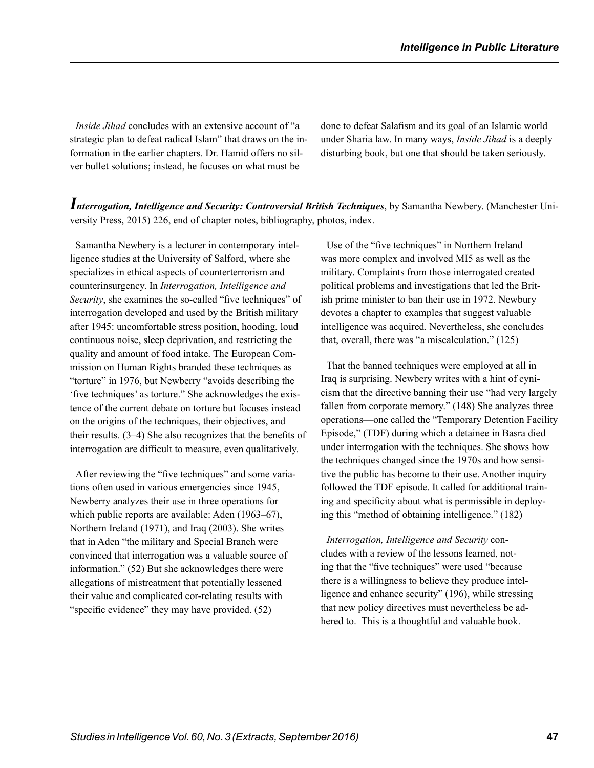*Inside Jihad* concludes with an extensive account of "a strategic plan to defeat radical Islam" that draws on the information in the earlier chapters. Dr. Hamid offers no silver bullet solutions; instead, he focuses on what must be done to defeat Salafism and its goal of an Islamic world under Sharia law. In many ways, *Inside Jihad* is a deeply disturbing book, but one that should be taken seriously.

***Interrogation, Intelligence and Security: Controversial British Techniques***, by Samantha Newbery. (Manchester University Press, 2015) 226, end of chapter notes, bibliography, photos, index.

Samantha Newbery is a lecturer in contemporary intelligence studies at the University of Salford, where she specializes in ethical aspects of counterterrorism and counterinsurgency. In *Interrogation, Intelligence and Security*, she examines the so-called "five techniques" of interrogation developed and used by the British military after 1945: uncomfortable stress position, hooding, loud continuous noise, sleep deprivation, and restricting the quality and amount of food intake. The European Commission on Human Rights branded these techniques as "torture" in 1976, but Newberry "avoids describing the 'five techniques' as torture." She acknowledges the existence of the current debate on torture but focuses instead on the origins of the techniques, their objectives, and their results. (3–4) She also recognizes that the benefits of interrogation are difficult to measure, even qualitatively.

After reviewing the "five techniques" and some variations often used in various emergencies since 1945, Newberry analyzes their use in three operations for which public reports are available: Aden (1963–67), Northern Ireland (1971), and Iraq (2003). She writes that in Aden "the military and Special Branch were convinced that interrogation was a valuable source of information." (52) But she acknowledges there were allegations of mistreatment that potentially lessened their value and complicated cor-relating results with "specific evidence" they may have provided. (52)

Use of the "five techniques" in Northern Ireland was more complex and involved MI5 as well as the military. Complaints from those interrogated created political problems and investigations that led the British prime minister to ban their use in 1972. Newbury devotes a chapter to examples that suggest valuable intelligence was acquired. Nevertheless, she concludes that, overall, there was "a miscalculation." (125)

That the banned techniques were employed at all in Iraq is surprising. Newbery writes with a hint of cynicism that the directive banning their use "had very largely fallen from corporate memory." (148) She analyzes three operations—one called the "Temporary Detention Facility Episode," (TDF) during which a detainee in Basra died under interrogation with the techniques. She shows how the techniques changed since the 1970s and how sensitive the public has become to their use. Another inquiry followed the TDF episode. It called for additional training and specificity about what is permissible in deploying this "method of obtaining intelligence." (182)

*Interrogation, Intelligence and Security* concludes with a review of the lessons learned, noting that the "five techniques" were used "because there is a willingness to believe they produce intelligence and enhance security" (196), while stressing that new policy directives must nevertheless be adhered to. This is a thoughtful and valuable book.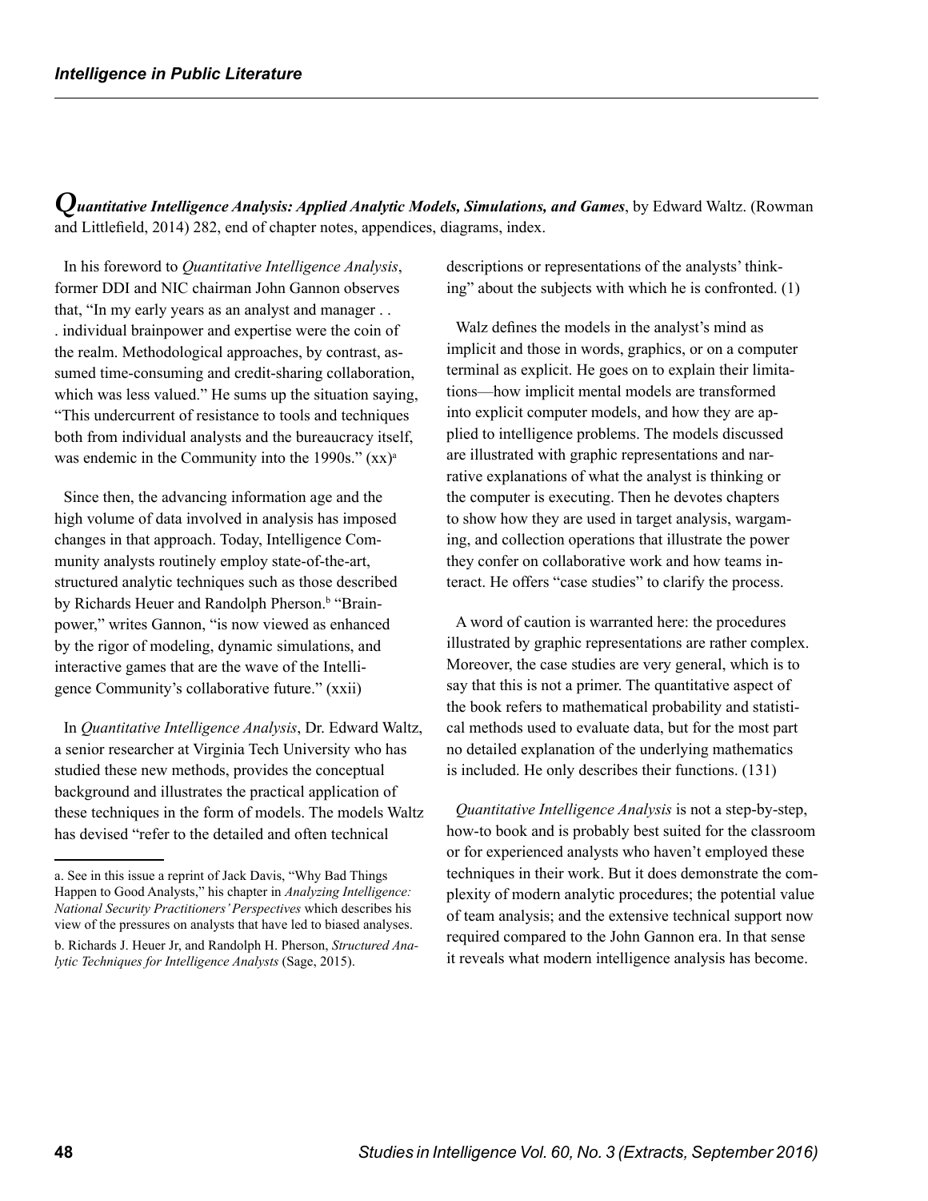***Quantitative Intelligence Analysis: Applied Analytic Models, Simulations, and Games***, by Edward Waltz. (Rowman and Littlefield, 2014) 282, end of chapter notes, appendices, diagrams, index.

In his foreword to *Quantitative Intelligence Analysis*, former DDI and NIC chairman John Gannon observes that, "In my early years as an analyst and manager . . . individual brainpower and expertise were the coin of the realm. Methodological approaches, by contrast, assumed time-consuming and credit-sharing collaboration, which was less valued." He sums up the situation saying, "This undercurrent of resistance to tools and techniques both from individual analysts and the bureaucracy itself, was endemic in the Community into the 1990s." (xx)[a]

Since then, the advancing information age and the high volume of data involved in analysis has imposed changes in that approach. Today, Intelligence Community analysts routinely employ state-of-the-art, structured analytic techniques such as those described by Richards Heuer and Randolph Pherson.[b] "Brainpower," writes Gannon, "is now viewed as enhanced by the rigor of modeling, dynamic simulations, and interactive games that are the wave of the Intelligence Community's collaborative future." (xxii)

In *Quantitative Intelligence Analysis*, Dr. Edward Waltz, a senior researcher at Virginia Tech University who has studied these new methods, provides the conceptual background and illustrates the practical application of these techniques in the form of models. The models Waltz has devised "refer to the detailed and often technical descriptions or representations of the analysts' thinking" about the subjects with which he is confronted. (1)

Walz defines the models in the analyst's mind as implicit and those in words, graphics, or on a computer terminal as explicit. He goes on to explain their limitations—how implicit mental models are transformed into explicit computer models, and how they are applied to intelligence problems. The models discussed are illustrated with graphic representations and narrative explanations of what the analyst is thinking or the computer is executing. Then he devotes chapters to show how they are used in target analysis, wargaming, and collection operations that illustrate the power they confer on collaborative work and how teams interact. He offers "case studies" to clarify the process.

A word of caution is warranted here: the procedures illustrated by graphic representations are rather complex. Moreover, the case studies are very general, which is to say that this is not a primer. The quantitative aspect of the book refers to mathematical probability and statistical methods used to evaluate data, but for the most part no detailed explanation of the underlying mathematics is included. He only describes their functions. (131)

*Quantitative Intelligence Analysis* is not a step-by-step, how-to book and is probably best suited for the classroom or for experienced analysts who haven't employed these techniques in their work. But it does demonstrate the complexity of modern analytic procedures; the potential value of team analysis; and the extensive technical support now required compared to the John Gannon era. In that sense it reveals what modern intelligence analysis has become.

---

a. See in this issue a reprint of Jack Davis, "Why Bad Things Happen to Good Analysts," his chapter in *Analyzing Intelligence: National Security Practitioners' Perspectives* which describes his view of the pressures on analysts that have led to biased analyses.

b. Richards J. Heuer Jr, and Randolph H. Pherson, *Structured Analytic Techniques for Intelligence Analysts* (Sage, 2015).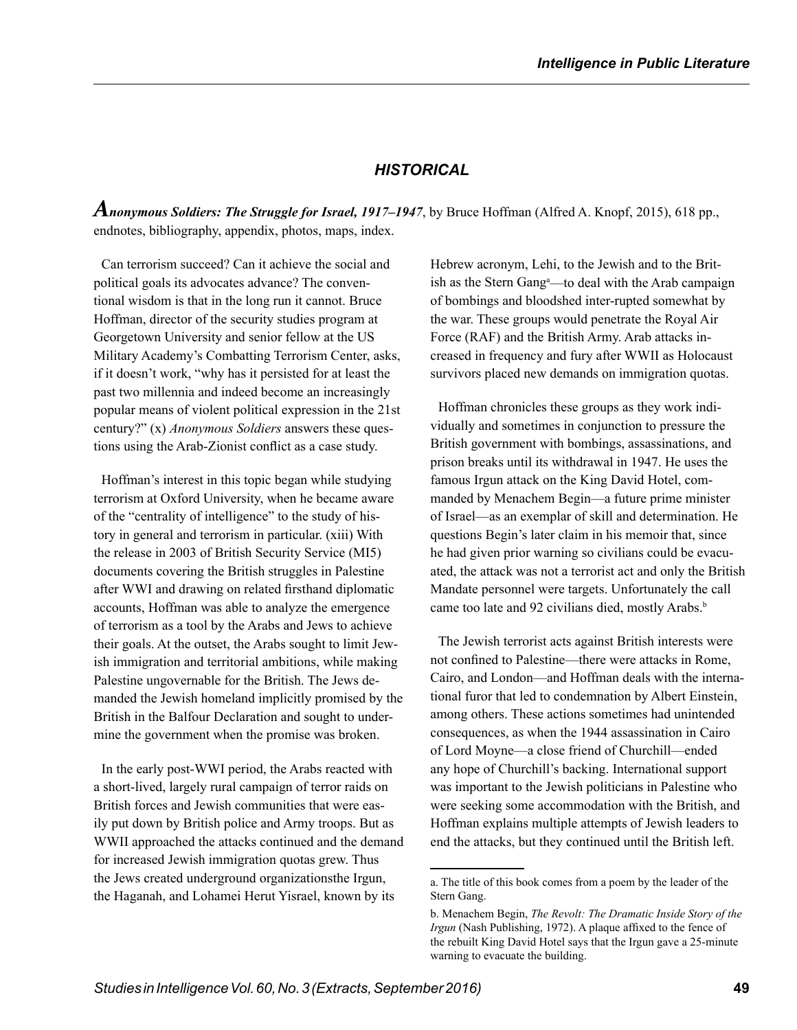## HISTORICAL

***Anonymous Soldiers: The Struggle for Israel, 1917–1947***, by Bruce Hoffman (Alfred A. Knopf, 2015), 618 pp., endnotes, bibliography, appendix, photos, maps, index.

Can terrorism succeed? Can it achieve the social and political goals its advocates advance? The conventional wisdom is that in the long run it cannot. Bruce Hoffman, director of the security studies program at Georgetown University and senior fellow at the US Military Academy's Combatting Terrorism Center, asks, if it doesn't work, "why has it persisted for at least the past two millennia and indeed become an increasingly popular means of violent political expression in the 21st century?" (x) *Anonymous Soldiers* answers these questions using the Arab-Zionist conflict as a case study.

Hoffman's interest in this topic began while studying terrorism at Oxford University, when he became aware of the "centrality of intelligence" to the study of history in general and terrorism in particular. (xiii) With the release in 2003 of British Security Service (MI5) documents covering the British struggles in Palestine after WWI and drawing on related firsthand diplomatic accounts, Hoffman was able to analyze the emergence of terrorism as a tool by the Arabs and Jews to achieve their goals. At the outset, the Arabs sought to limit Jewish immigration and territorial ambitions, while making Palestine ungovernable for the British. The Jews demanded the Jewish homeland implicitly promised by the British in the Balfour Declaration and sought to undermine the government when the promise was broken.

In the early post-WWI period, the Arabs reacted with a short-lived, largely rural campaign of terror raids on British forces and Jewish communities that were easily put down by British police and Army troops. But as WWII approached the attacks continued and the demand for increased Jewish immigration quotas grew. Thus the Jews created underground organizationsthe Irgun, the Haganah, and Lohamei Herut Yisrael, known by its Hebrew acronym, Lehi, to the Jewish and to the British as the Stern Gang[a]—to deal with the Arab campaign of bombings and bloodshed inter-rupted somewhat by the war. These groups would penetrate the Royal Air Force (RAF) and the British Army. Arab attacks increased in frequency and fury after WWII as Holocaust survivors placed new demands on immigration quotas.

Hoffman chronicles these groups as they work individually and sometimes in conjunction to pressure the British government with bombings, assassinations, and prison breaks until its withdrawal in 1947. He uses the famous Irgun attack on the King David Hotel, commanded by Menachem Begin—a future prime minister of Israel—as an exemplar of skill and determination. He questions Begin's later claim in his memoir that, since he had given prior warning so civilians could be evacuated, the attack was not a terrorist act and only the British Mandate personnel were targets. Unfortunately the call came too late and 92 civilians died, mostly Arabs.[b]

The Jewish terrorist acts against British interests were not confined to Palestine—there were attacks in Rome, Cairo, and London—and Hoffman deals with the international furor that led to condemnation by Albert Einstein, among others. These actions sometimes had unintended consequences, as when the 1944 assassination in Cairo of Lord Moyne—a close friend of Churchill—ended any hope of Churchill's backing. International support was important to the Jewish politicians in Palestine who were seeking some accommodation with the British, and Hoffman explains multiple attempts of Jewish leaders to end the attacks, but they continued until the British left.

---

a. The title of this book comes from a poem by the leader of the Stern Gang.

b. Menachem Begin, *The Revolt: The Dramatic Inside Story of the Irgun* (Nash Publishing, 1972). A plaque affixed to the fence of the rebuilt King David Hotel says that the Irgun gave a 25-minute warning to evacuate the building.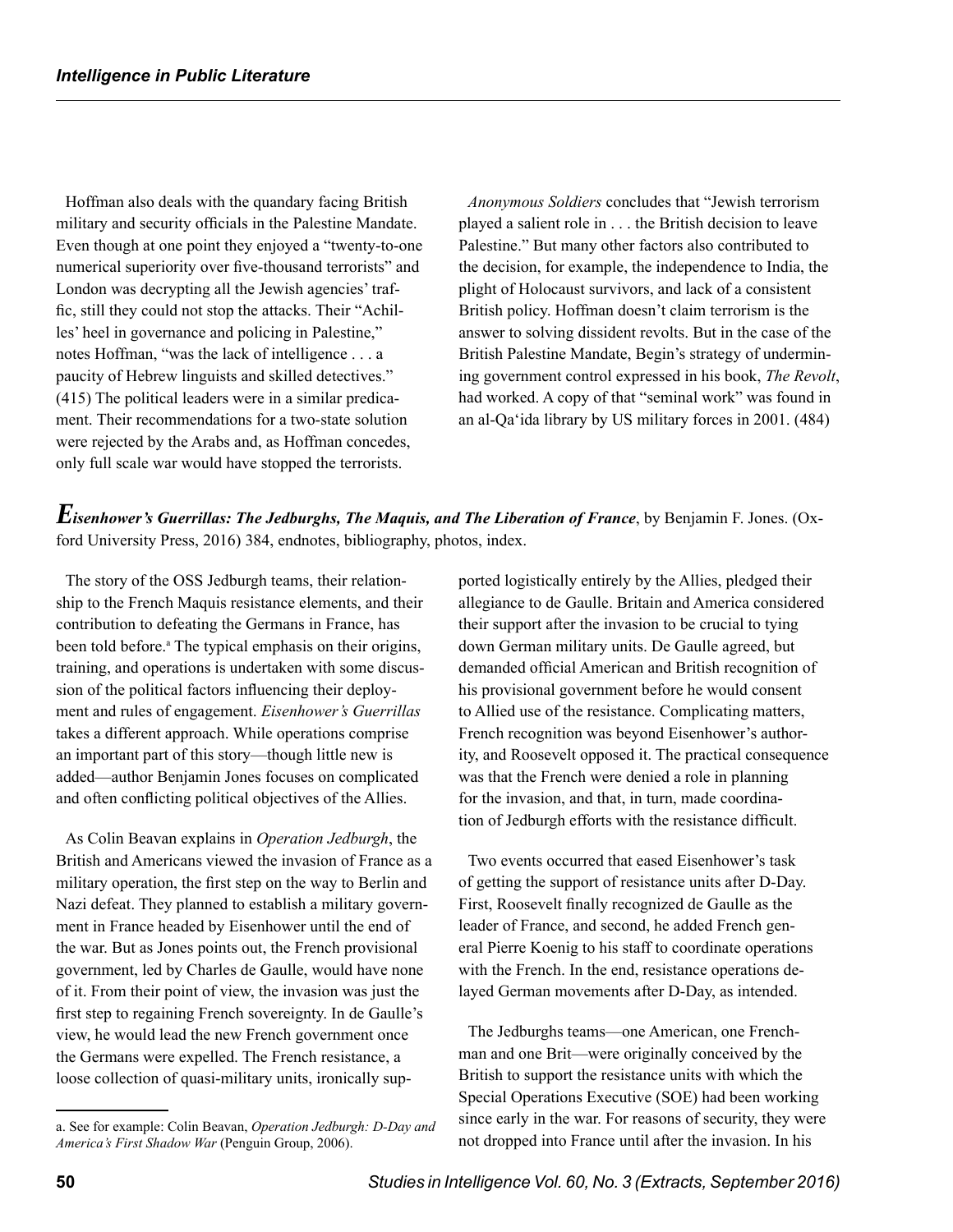Hoffman also deals with the quandary facing British military and security officials in the Palestine Mandate. Even though at one point they enjoyed a "twenty-to-one numerical superiority over five-thousand terrorists" and London was decrypting all the Jewish agencies' traffic, still they could not stop the attacks. Their "Achilles' heel in governance and policing in Palestine," notes Hoffman, "was the lack of intelligence . . . a paucity of Hebrew linguists and skilled detectives." (415) The political leaders were in a similar predicament. Their recommendations for a two-state solution were rejected by the Arabs and, as Hoffman concedes, only full scale war would have stopped the terrorists.

*Anonymous Soldiers* concludes that "Jewish terrorism played a salient role in . . . the British decision to leave Palestine." But many other factors also contributed to the decision, for example, the independence to India, the plight of Holocaust survivors, and lack of a consistent British policy. Hoffman doesn't claim terrorism is the answer to solving dissident revolts. But in the case of the British Palestine Mandate, Begin's strategy of undermining government control expressed in his book, *The Revolt*, had worked. A copy of that "seminal work" was found in an al-Qa'ida library by US military forces in 2001. (484)

***Eisenhower's Guerrillas: The Jedburghs, The Maquis, and The Liberation of France***, by Benjamin F. Jones. (Oxford University Press, 2016) 384, endnotes, bibliography, photos, index.

The story of the OSS Jedburgh teams, their relationship to the French Maquis resistance elements, and their contribution to defeating the Germans in France, has been told before.[a] The typical emphasis on their origins, training, and operations is undertaken with some discussion of the political factors influencing their deployment and rules of engagement. *Eisenhower's Guerrillas* takes a different approach. While operations comprise an important part of this story—though little new is added—author Benjamin Jones focuses on complicated and often conflicting political objectives of the Allies.

As Colin Beavan explains in *Operation Jedburgh*, the British and Americans viewed the invasion of France as a military operation, the first step on the way to Berlin and Nazi defeat. They planned to establish a military government in France headed by Eisenhower until the end of the war. But as Jones points out, the French provisional government, led by Charles de Gaulle, would have none of it. From their point of view, the invasion was just the first step to regaining French sovereignty. In de Gaulle's view, he would lead the new French government once the Germans were expelled. The French resistance, a loose collection of quasi-military units, ironically supported logistically entirely by the Allies, pledged their allegiance to de Gaulle. Britain and America considered their support after the invasion to be crucial to tying down German military units. De Gaulle agreed, but demanded official American and British recognition of his provisional government before he would consent to Allied use of the resistance. Complicating matters, French recognition was beyond Eisenhower's authority, and Roosevelt opposed it. The practical consequence was that the French were denied a role in planning for the invasion, and that, in turn, made coordination of Jedburgh efforts with the resistance difficult.

Two events occurred that eased Eisenhower's task of getting the support of resistance units after D-Day. First, Roosevelt finally recognized de Gaulle as the leader of France, and second, he added French general Pierre Koenig to his staff to coordinate operations with the French. In the end, resistance operations delayed German movements after D-Day, as intended.

The Jedburghs teams—one American, one Frenchman and one Brit—were originally conceived by the British to support the resistance units with which the Special Operations Executive (SOE) had been working since early in the war. For reasons of security, they were not dropped into France until after the invasion. In his

a. See for example: Colin Beavan, *Operation Jedburgh: D-Day and America's First Shadow War* (Penguin Group, 2006).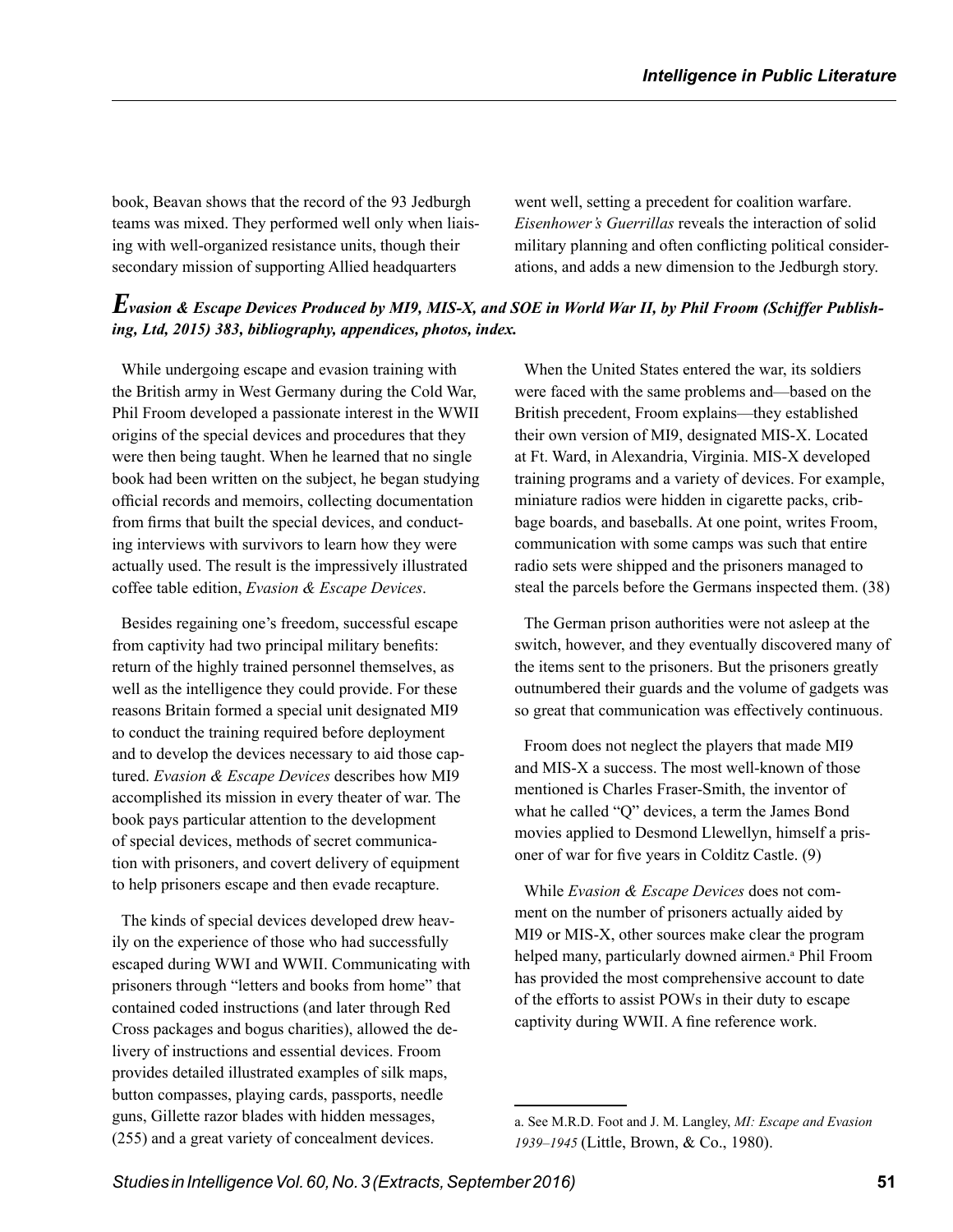book, Beavan shows that the record of the 93 Jedburgh teams was mixed. They performed well only when liaising with well-organized resistance units, though their secondary mission of supporting Allied headquarters went well, setting a precedent for coalition warfare. *Eisenhower's Guerrillas* reveals the interaction of solid military planning and often conflicting political considerations, and adds a new dimension to the Jedburgh story.

### *Evasion & Escape Devices Produced by MI9, MIS-X, and SOE in World War II, by Phil Froom (Schiffer Publishing, Ltd, 2015) 383, bibliography, appendices, photos, index.*

While undergoing escape and evasion training with the British army in West Germany during the Cold War, Phil Froom developed a passionate interest in the WWII origins of the special devices and procedures that they were then being taught. When he learned that no single book had been written on the subject, he began studying official records and memoirs, collecting documentation from firms that built the special devices, and conducting interviews with survivors to learn how they were actually used. The result is the impressively illustrated coffee table edition, *Evasion & Escape Devices*.

Besides regaining one's freedom, successful escape from captivity had two principal military benefits: return of the highly trained personnel themselves, as well as the intelligence they could provide. For these reasons Britain formed a special unit designated MI9 to conduct the training required before deployment and to develop the devices necessary to aid those captured. *Evasion & Escape Devices* describes how MI9 accomplished its mission in every theater of war. The book pays particular attention to the development of special devices, methods of secret communication with prisoners, and covert delivery of equipment to help prisoners escape and then evade recapture.

The kinds of special devices developed drew heavily on the experience of those who had successfully escaped during WWI and WWII. Communicating with prisoners through "letters and books from home" that contained coded instructions (and later through Red Cross packages and bogus charities), allowed the delivery of instructions and essential devices. Froom provides detailed illustrated examples of silk maps, button compasses, playing cards, passports, needle guns, Gillette razor blades with hidden messages, (255) and a great variety of concealment devices.

When the United States entered the war, its soldiers were faced with the same problems and—based on the British precedent, Froom explains—they established their own version of MI9, designated MIS-X. Located at Ft. Ward, in Alexandria, Virginia. MIS-X developed training programs and a variety of devices. For example, miniature radios were hidden in cigarette packs, cribbage boards, and baseballs. At one point, writes Froom, communication with some camps was such that entire radio sets were shipped and the prisoners managed to steal the parcels before the Germans inspected them. (38)

The German prison authorities were not asleep at the switch, however, and they eventually discovered many of the items sent to the prisoners. But the prisoners greatly outnumbered their guards and the volume of gadgets was so great that communication was effectively continuous.

Froom does not neglect the players that made MI9 and MIS-X a success. The most well-known of those mentioned is Charles Fraser-Smith, the inventor of what he called "Q" devices, a term the James Bond movies applied to Desmond Llewellyn, himself a prisoner of war for five years in Colditz Castle. (9)

While *Evasion & Escape Devices* does not comment on the number of prisoners actually aided by MI9 or MIS-X, other sources make clear the program helped many, particularly downed airmen.[a] Phil Froom has provided the most comprehensive account to date of the efforts to assist POWs in their duty to escape captivity during WWII. A fine reference work.

---

a. See M.R.D. Foot and J. M. Langley, *MI: Escape and Evasion 1939–1945* (Little, Brown, & Co., 1980).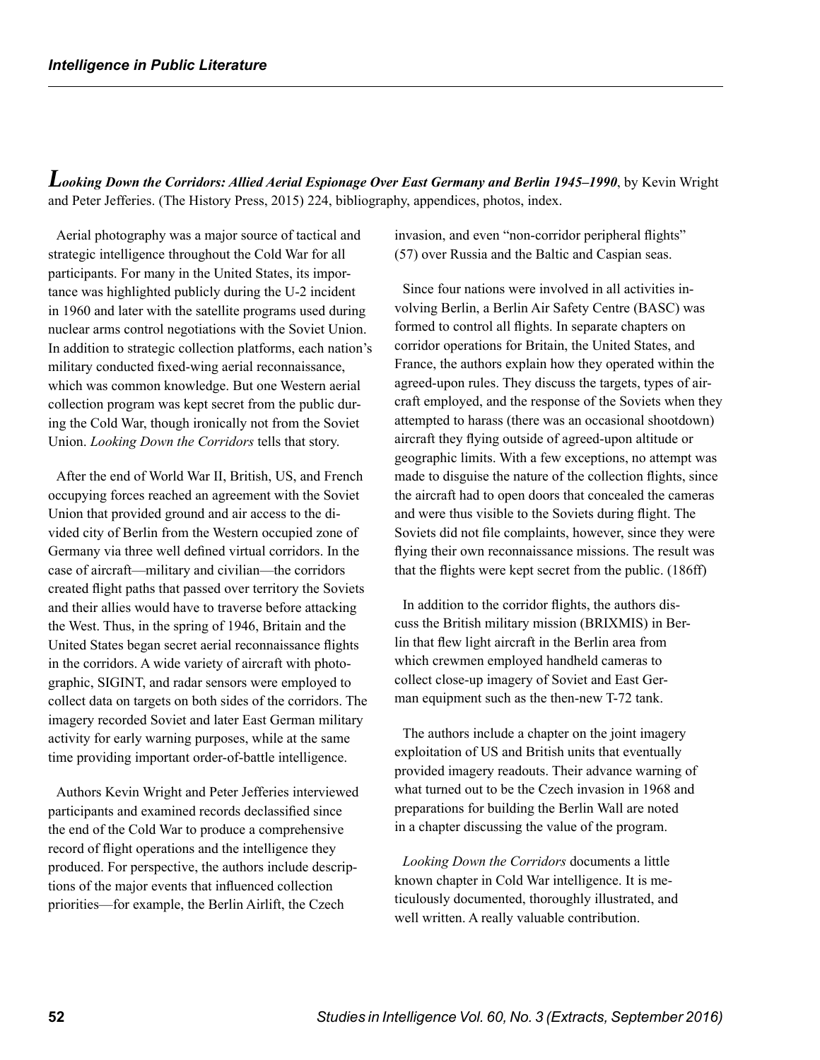***Looking Down the Corridors: Allied Aerial Espionage Over East Germany and Berlin 1945–1990***, by Kevin Wright and Peter Jefferies. (The History Press, 2015) 224, bibliography, appendices, photos, index.

Aerial photography was a major source of tactical and strategic intelligence throughout the Cold War for all participants. For many in the United States, its importance was highlighted publicly during the U-2 incident in 1960 and later with the satellite programs used during nuclear arms control negotiations with the Soviet Union. In addition to strategic collection platforms, each nation's military conducted fixed-wing aerial reconnaissance, which was common knowledge. But one Western aerial collection program was kept secret from the public during the Cold War, though ironically not from the Soviet Union. *Looking Down the Corridors* tells that story.

After the end of World War II, British, US, and French occupying forces reached an agreement with the Soviet Union that provided ground and air access to the divided city of Berlin from the Western occupied zone of Germany via three well defined virtual corridors. In the case of aircraft—military and civilian—the corridors created flight paths that passed over territory the Soviets and their allies would have to traverse before attacking the West. Thus, in the spring of 1946, Britain and the United States began secret aerial reconnaissance flights in the corridors. A wide variety of aircraft with photographic, SIGINT, and radar sensors were employed to collect data on targets on both sides of the corridors. The imagery recorded Soviet and later East German military activity for early warning purposes, while at the same time providing important order-of-battle intelligence.

Authors Kevin Wright and Peter Jefferies interviewed participants and examined records declassified since the end of the Cold War to produce a comprehensive record of flight operations and the intelligence they produced. For perspective, the authors include descriptions of the major events that influenced collection priorities—for example, the Berlin Airlift, the Czech invasion, and even "non-corridor peripheral flights" (57) over Russia and the Baltic and Caspian seas.

Since four nations were involved in all activities involving Berlin, a Berlin Air Safety Centre (BASC) was formed to control all flights. In separate chapters on corridor operations for Britain, the United States, and France, the authors explain how they operated within the agreed-upon rules. They discuss the targets, types of aircraft employed, and the response of the Soviets when they attempted to harass (there was an occasional shootdown) aircraft they flying outside of agreed-upon altitude or geographic limits. With a few exceptions, no attempt was made to disguise the nature of the collection flights, since the aircraft had to open doors that concealed the cameras and were thus visible to the Soviets during flight. The Soviets did not file complaints, however, since they were flying their own reconnaissance missions. The result was that the flights were kept secret from the public. (186ff)

In addition to the corridor flights, the authors discuss the British military mission (BRIXMIS) in Berlin that flew light aircraft in the Berlin area from which crewmen employed handheld cameras to collect close-up imagery of Soviet and East German equipment such as the then-new T-72 tank.

The authors include a chapter on the joint imagery exploitation of US and British units that eventually provided imagery readouts. Their advance warning of what turned out to be the Czech invasion in 1968 and preparations for building the Berlin Wall are noted in a chapter discussing the value of the program.

*Looking Down the Corridors* documents a little known chapter in Cold War intelligence. It is meticulously documented, thoroughly illustrated, and well written. A really valuable contribution.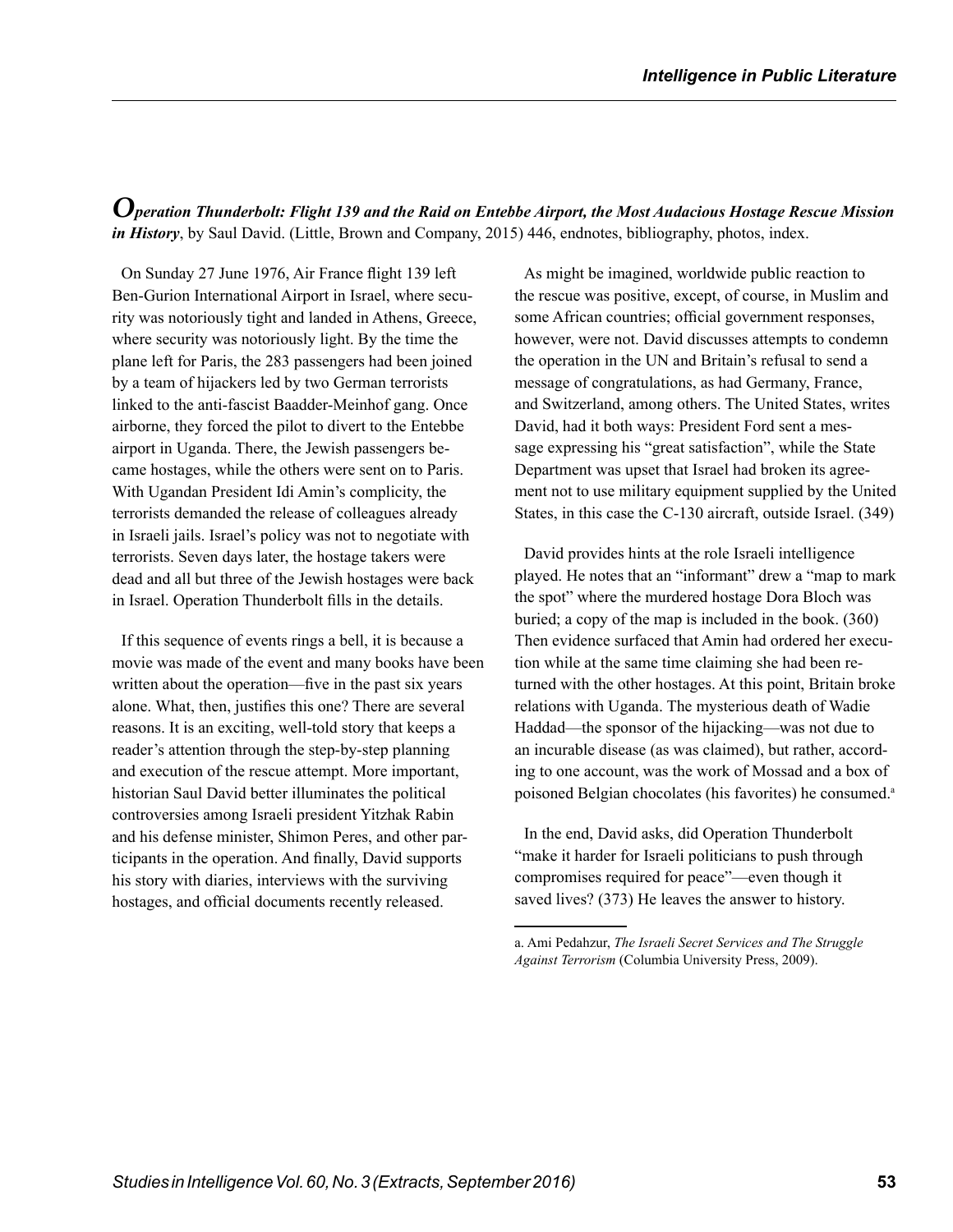*Operation Thunderbolt: Flight 139 and the Raid on Entebbe Airport, the Most Audacious Hostage Rescue Mission in History***, by Saul David. (Little, Brown and Company, 2015) 446, endnotes, bibliography, photos, index.

On Sunday 27 June 1976, Air France flight 139 left Ben-Gurion International Airport in Israel, where security was notoriously tight and landed in Athens, Greece, where security was notoriously light. By the time the plane left for Paris, the 283 passengers had been joined by a team of hijackers led by two German terrorists linked to the anti-fascist Baadder-Meinhof gang. Once airborne, they forced the pilot to divert to the Entebbe airport in Uganda. There, the Jewish passengers became hostages, while the others were sent on to Paris. With Ugandan President Idi Amin's complicity, the terrorists demanded the release of colleagues already in Israeli jails. Israel's policy was not to negotiate with terrorists. Seven days later, the hostage takers were dead and all but three of the Jewish hostages were back in Israel. Operation Thunderbolt fills in the details.

If this sequence of events rings a bell, it is because a movie was made of the event and many books have been written about the operation—five in the past six years alone. What, then, justifies this one? There are several reasons. It is an exciting, well-told story that keeps a reader's attention through the step-by-step planning and execution of the rescue attempt. More important, historian Saul David better illuminates the political controversies among Israeli president Yitzhak Rabin and his defense minister, Shimon Peres, and other participants in the operation. And finally, David supports his story with diaries, interviews with the surviving hostages, and official documents recently released.

As might be imagined, worldwide public reaction to the rescue was positive, except, of course, in Muslim and some African countries; official government responses, however, were not. David discusses attempts to condemn the operation in the UN and Britain's refusal to send a message of congratulations, as had Germany, France, and Switzerland, among others. The United States, writes David, had it both ways: President Ford sent a message expressing his "great satisfaction", while the State Department was upset that Israel had broken its agreement not to use military equipment supplied by the United States, in this case the C-130 aircraft, outside Israel. (349)

David provides hints at the role Israeli intelligence played. He notes that an "informant" drew a "map to mark the spot" where the murdered hostage Dora Bloch was buried; a copy of the map is included in the book. (360) Then evidence surfaced that Amin had ordered her execution while at the same time claiming she had been returned with the other hostages. At this point, Britain broke relations with Uganda. The mysterious death of Wadie Haddad—the sponsor of the hijacking—was not due to an incurable disease (as was claimed), but rather, according to one account, was the work of Mossad and a box of poisoned Belgian chocolates (his favorites) he consumed.[a]

In the end, David asks, did Operation Thunderbolt "make it harder for Israeli politicians to push through compromises required for peace"—even though it saved lives? (373) He leaves the answer to history.

---

a. Ami Pedahzur, *The Israeli Secret Services and The Struggle Against Terrorism* (Columbia University Press, 2009).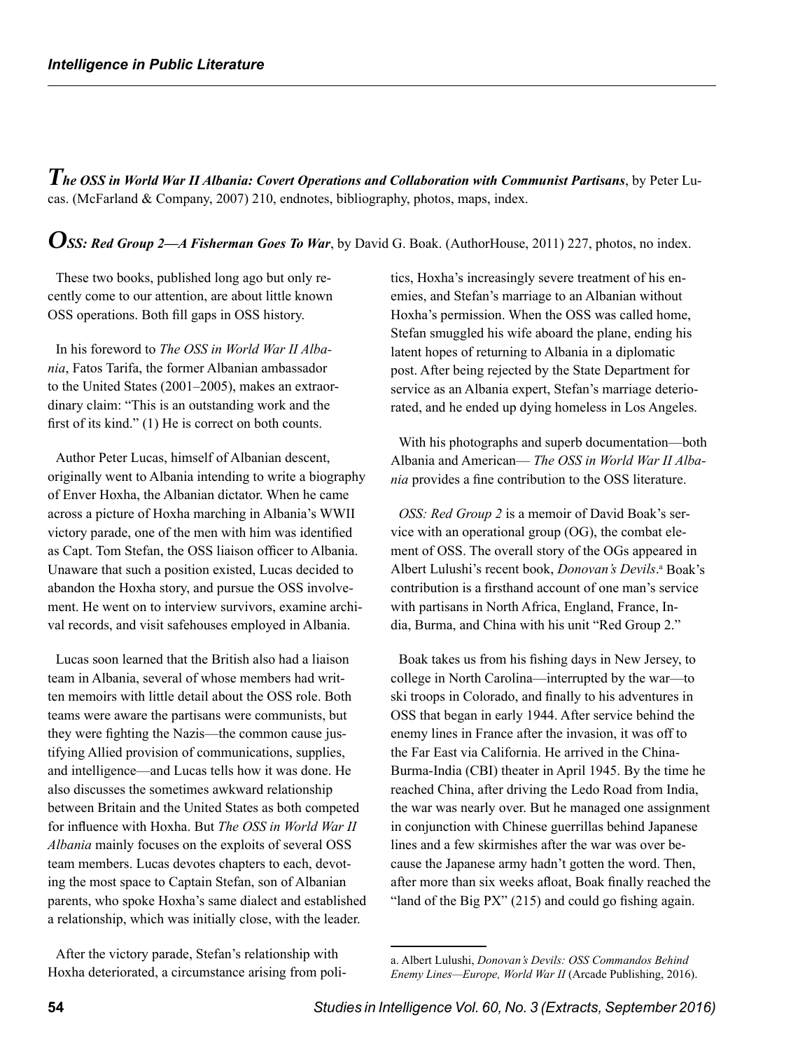***The OSS in World War II Albania: Covert Operations and Collaboration with Communist Partisans***, by Peter Lucas. (McFarland & Company, 2007) 210, endnotes, bibliography, photos, maps, index.

***OSS: Red Group 2—A Fisherman Goes To War***, by David G. Boak. (AuthorHouse, 2011) 227, photos, no index.

These two books, published long ago but only recently come to our attention, are about little known OSS operations. Both fill gaps in OSS history.

In his foreword to *The OSS in World War II Albania*, Fatos Tarifa, the former Albanian ambassador to the United States (2001–2005), makes an extraordinary claim: "This is an outstanding work and the first of its kind." (1) He is correct on both counts.

Author Peter Lucas, himself of Albanian descent, originally went to Albania intending to write a biography of Enver Hoxha, the Albanian dictator. When he came across a picture of Hoxha marching in Albania's WWII victory parade, one of the men with him was identified as Capt. Tom Stefan, the OSS liaison officer to Albania. Unaware that such a position existed, Lucas decided to abandon the Hoxha story, and pursue the OSS involvement. He went on to interview survivors, examine archival records, and visit safehouses employed in Albania.

Lucas soon learned that the British also had a liaison team in Albania, several of whose members had written memoirs with little detail about the OSS role. Both teams were aware the partisans were communists, but they were fighting the Nazis—the common cause justifying Allied provision of communications, supplies, and intelligence—and Lucas tells how it was done. He also discusses the sometimes awkward relationship between Britain and the United States as both competed for influence with Hoxha. But *The OSS in World War II Albania* mainly focuses on the exploits of several OSS team members. Lucas devotes chapters to each, devoting the most space to Captain Stefan, son of Albanian parents, who spoke Hoxha's same dialect and established a relationship, which was initially close, with the leader.

After the victory parade, Stefan's relationship with Hoxha deteriorated, a circumstance arising from politics, Hoxha's increasingly severe treatment of his enemies, and Stefan's marriage to an Albanian without Hoxha's permission. When the OSS was called home, Stefan smuggled his wife aboard the plane, ending his latent hopes of returning to Albania in a diplomatic post. After being rejected by the State Department for service as an Albania expert, Stefan's marriage deteriorated, and he ended up dying homeless in Los Angeles.

With his photographs and superb documentation—both Albania and American— *The OSS in World War II Albania* provides a fine contribution to the OSS literature.

*OSS: Red Group 2* is a memoir of David Boak's service with an operational group (OG), the combat element of OSS. The overall story of the OGs appeared in Albert Lulushi's recent book, *Donovan's Devils*.[a] Boak's contribution is a firsthand account of one man's service with partisans in North Africa, England, France, India, Burma, and China with his unit "Red Group 2."

Boak takes us from his fishing days in New Jersey, to college in North Carolina—interrupted by the war—to ski troops in Colorado, and finally to his adventures in OSS that began in early 1944. After service behind the enemy lines in France after the invasion, it was off to the Far East via California. He arrived in the China-Burma-India (CBI) theater in April 1945. By the time he reached China, after driving the Ledo Road from India, the war was nearly over. But he managed one assignment in conjunction with Chinese guerrillas behind Japanese lines and a few skirmishes after the war was over because the Japanese army hadn't gotten the word. Then, after more than six weeks afloat, Boak finally reached the "land of the Big PX" (215) and could go fishing again.

---

a. Albert Lulushi, *Donovan's Devils: OSS Commandos Behind Enemy Lines—Europe, World War II* (Arcade Publishing, 2016).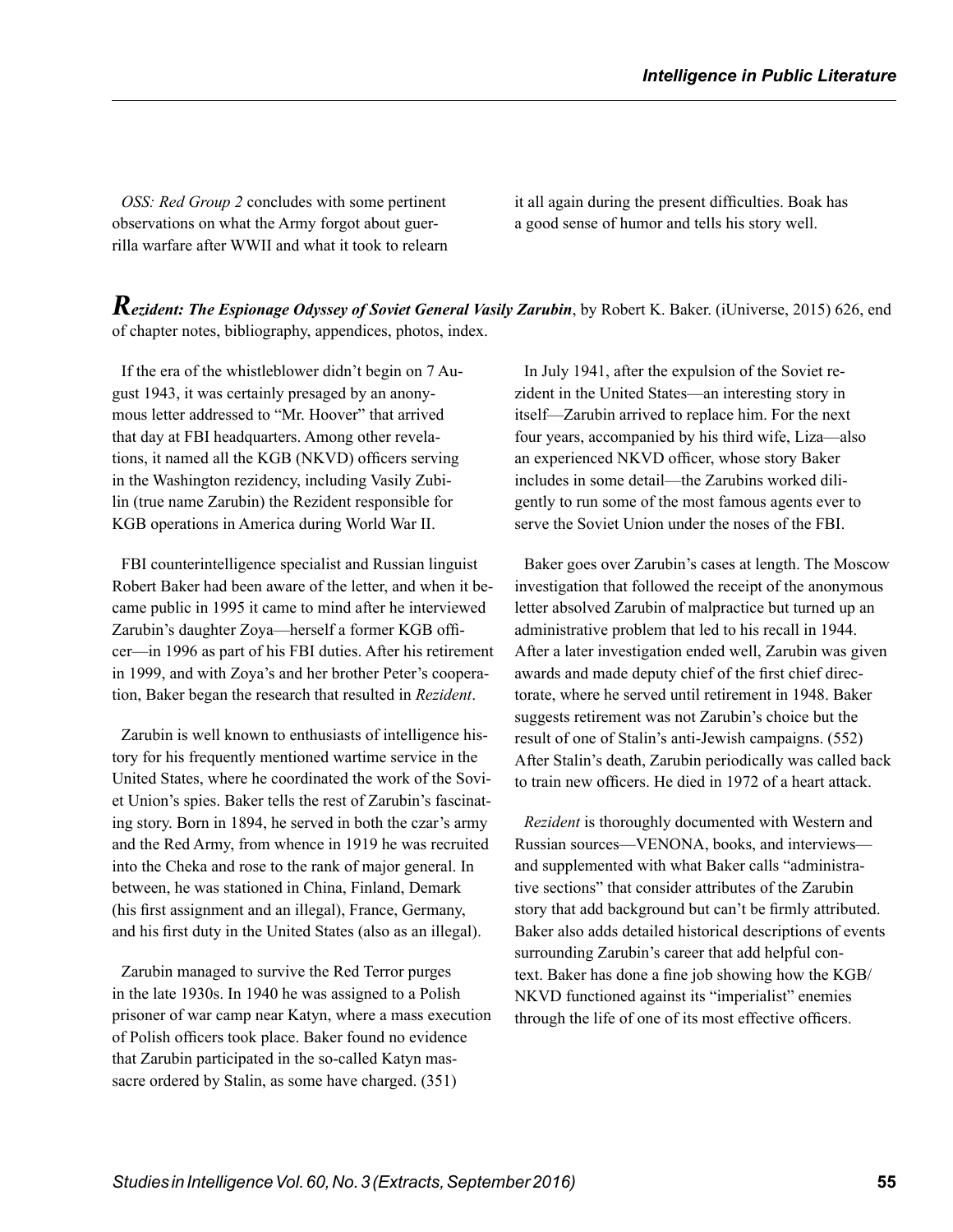*OSS: Red Group 2* concludes with some pertinent observations on what the Army forgot about guerrilla warfare after WWII and what it took to relearn it all again during the present difficulties. Boak has a good sense of humor and tells his story well.

***Rezident: The Espionage Odyssey of Soviet General Vasily Zarubin***, by Robert K. Baker. (iUniverse, 2015) 626, end of chapter notes, bibliography, appendices, photos, index.

If the era of the whistleblower didn't begin on 7 August 1943, it was certainly presaged by an anonymous letter addressed to "Mr. Hoover" that arrived that day at FBI headquarters. Among other revelations, it named all the KGB (NKVD) officers serving in the Washington rezidency, including Vasily Zubilin (true name Zarubin) the Rezident responsible for KGB operations in America during World War II.

FBI counterintelligence specialist and Russian linguist Robert Baker had been aware of the letter, and when it became public in 1995 it came to mind after he interviewed Zarubin's daughter Zoya—herself a former KGB officer—in 1996 as part of his FBI duties. After his retirement in 1999, and with Zoya's and her brother Peter's cooperation, Baker began the research that resulted in *Rezident*.

Zarubin is well known to enthusiasts of intelligence history for his frequently mentioned wartime service in the United States, where he coordinated the work of the Soviet Union's spies. Baker tells the rest of Zarubin's fascinating story. Born in 1894, he served in both the czar's army and the Red Army, from whence in 1919 he was recruited into the Cheka and rose to the rank of major general. In between, he was stationed in China, Finland, Demark (his first assignment and an illegal), France, Germany, and his first duty in the United States (also as an illegal).

Zarubin managed to survive the Red Terror purges in the late 1930s. In 1940 he was assigned to a Polish prisoner of war camp near Katyn, where a mass execution of Polish officers took place. Baker found no evidence that Zarubin participated in the so-called Katyn massacre ordered by Stalin, as some have charged. (351)

In July 1941, after the expulsion of the Soviet rezident in the United States—an interesting story in itself—Zarubin arrived to replace him. For the next four years, accompanied by his third wife, Liza—also an experienced NKVD officer, whose story Baker includes in some detail—the Zarubins worked diligently to run some of the most famous agents ever to serve the Soviet Union under the noses of the FBI.

Baker goes over Zarubin's cases at length. The Moscow investigation that followed the receipt of the anonymous letter absolved Zarubin of malpractice but turned up an administrative problem that led to his recall in 1944. After a later investigation ended well, Zarubin was given awards and made deputy chief of the first chief directorate, where he served until retirement in 1948. Baker suggests retirement was not Zarubin's choice but the result of one of Stalin's anti-Jewish campaigns. (552) After Stalin's death, Zarubin periodically was called back to train new officers. He died in 1972 of a heart attack.

*Rezident* is thoroughly documented with Western and Russian sources—VENONA, books, and interviews—and supplemented with what Baker calls "administrative sections" that consider attributes of the Zarubin story that add background but can't be firmly attributed. Baker also adds detailed historical descriptions of events surrounding Zarubin's career that add helpful context. Baker has done a fine job showing how the KGB/NKVD functioned against its "imperialist" enemies through the life of one of its most effective officers.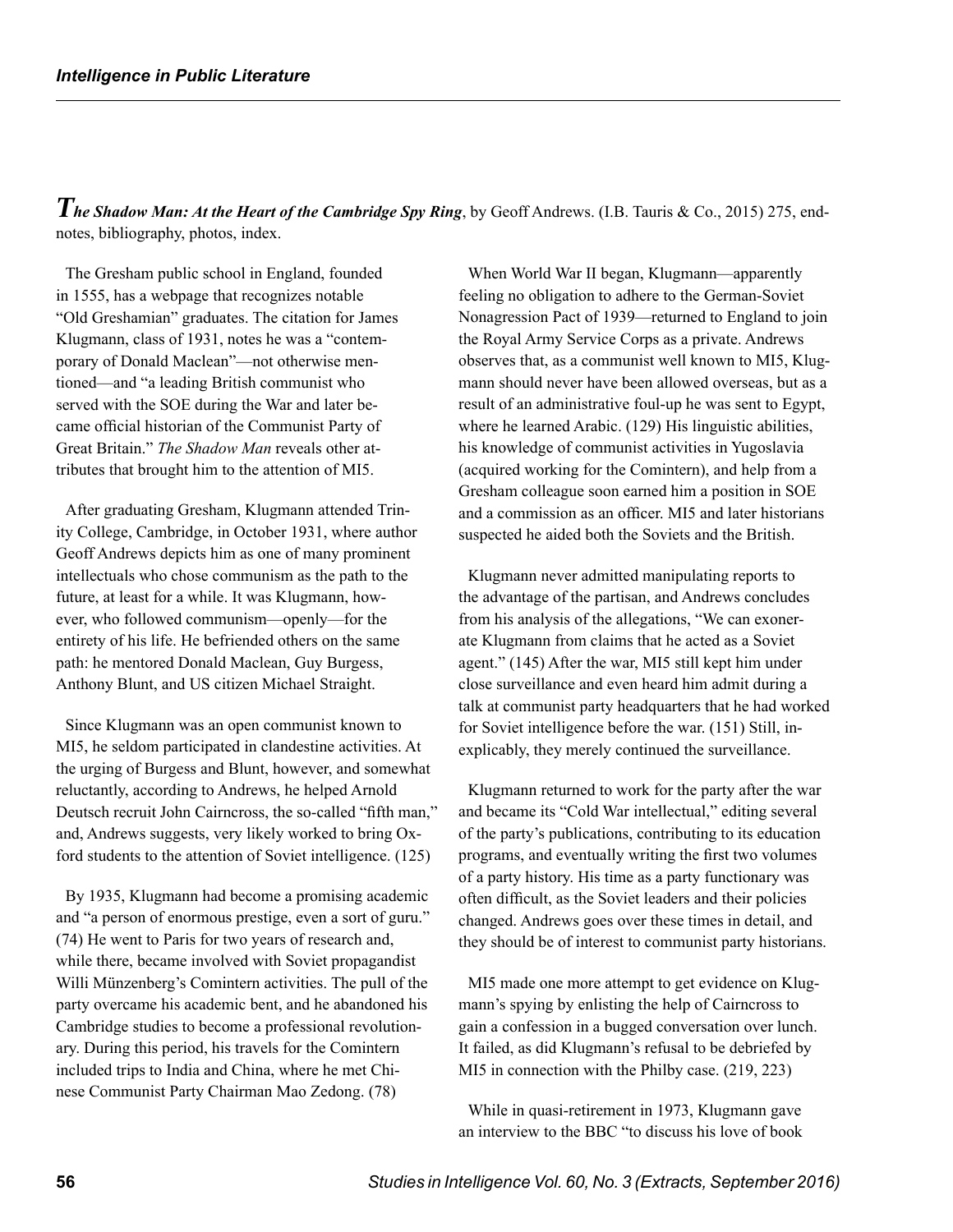***The Shadow Man: At the Heart of the Cambridge Spy Ring***, by Geoff Andrews. (I.B. Tauris & Co., 2015) 275, endnotes, bibliography, photos, index.

The Gresham public school in England, founded in 1555, has a webpage that recognizes notable "Old Greshamian" graduates. The citation for James Klugmann, class of 1931, notes he was a "contemporary of Donald Maclean"—not otherwise mentioned—and "a leading British communist who served with the SOE during the War and later became official historian of the Communist Party of Great Britain." *The Shadow Man* reveals other attributes that brought him to the attention of MI5.

After graduating Gresham, Klugmann attended Trinity College, Cambridge, in October 1931, where author Geoff Andrews depicts him as one of many prominent intellectuals who chose communism as the path to the future, at least for a while. It was Klugmann, however, who followed communism—openly—for the entirety of his life. He befriended others on the same path: he mentored Donald Maclean, Guy Burgess, Anthony Blunt, and US citizen Michael Straight.

Since Klugmann was an open communist known to MI5, he seldom participated in clandestine activities. At the urging of Burgess and Blunt, however, and somewhat reluctantly, according to Andrews, he helped Arnold Deutsch recruit John Cairncross, the so-called "fifth man," and, Andrews suggests, very likely worked to bring Oxford students to the attention of Soviet intelligence. (125)

By 1935, Klugmann had become a promising academic and "a person of enormous prestige, even a sort of guru." (74) He went to Paris for two years of research and, while there, became involved with Soviet propagandist Willi Münzenberg's Comintern activities. The pull of the party overcame his academic bent, and he abandoned his Cambridge studies to become a professional revolutionary. During this period, his travels for the Comintern included trips to India and China, where he met Chinese Communist Party Chairman Mao Zedong. (78)

When World War II began, Klugmann—apparently feeling no obligation to adhere to the German-Soviet Nonagression Pact of 1939—returned to England to join the Royal Army Service Corps as a private. Andrews observes that, as a communist well known to MI5, Klugmann should never have been allowed overseas, but as a result of an administrative foul-up he was sent to Egypt, where he learned Arabic. (129) His linguistic abilities, his knowledge of communist activities in Yugoslavia (acquired working for the Comintern), and help from a Gresham colleague soon earned him a position in SOE and a commission as an officer. MI5 and later historians suspected he aided both the Soviets and the British.

Klugmann never admitted manipulating reports to the advantage of the partisan, and Andrews concludes from his analysis of the allegations, "We can exonerate Klugmann from claims that he acted as a Soviet agent." (145) After the war, MI5 still kept him under close surveillance and even heard him admit during a talk at communist party headquarters that he had worked for Soviet intelligence before the war. (151) Still, inexplicably, they merely continued the surveillance.

Klugmann returned to work for the party after the war and became its "Cold War intellectual," editing several of the party's publications, contributing to its education programs, and eventually writing the first two volumes of a party history. His time as a party functionary was often difficult, as the Soviet leaders and their policies changed. Andrews goes over these times in detail, and they should be of interest to communist party historians.

MI5 made one more attempt to get evidence on Klugmann's spying by enlisting the help of Cairncross to gain a confession in a bugged conversation over lunch. It failed, as did Klugmann's refusal to be debriefed by MI5 in connection with the Philby case. (219, 223)

While in quasi-retirement in 1973, Klugmann gave an interview to the BBC "to discuss his love of book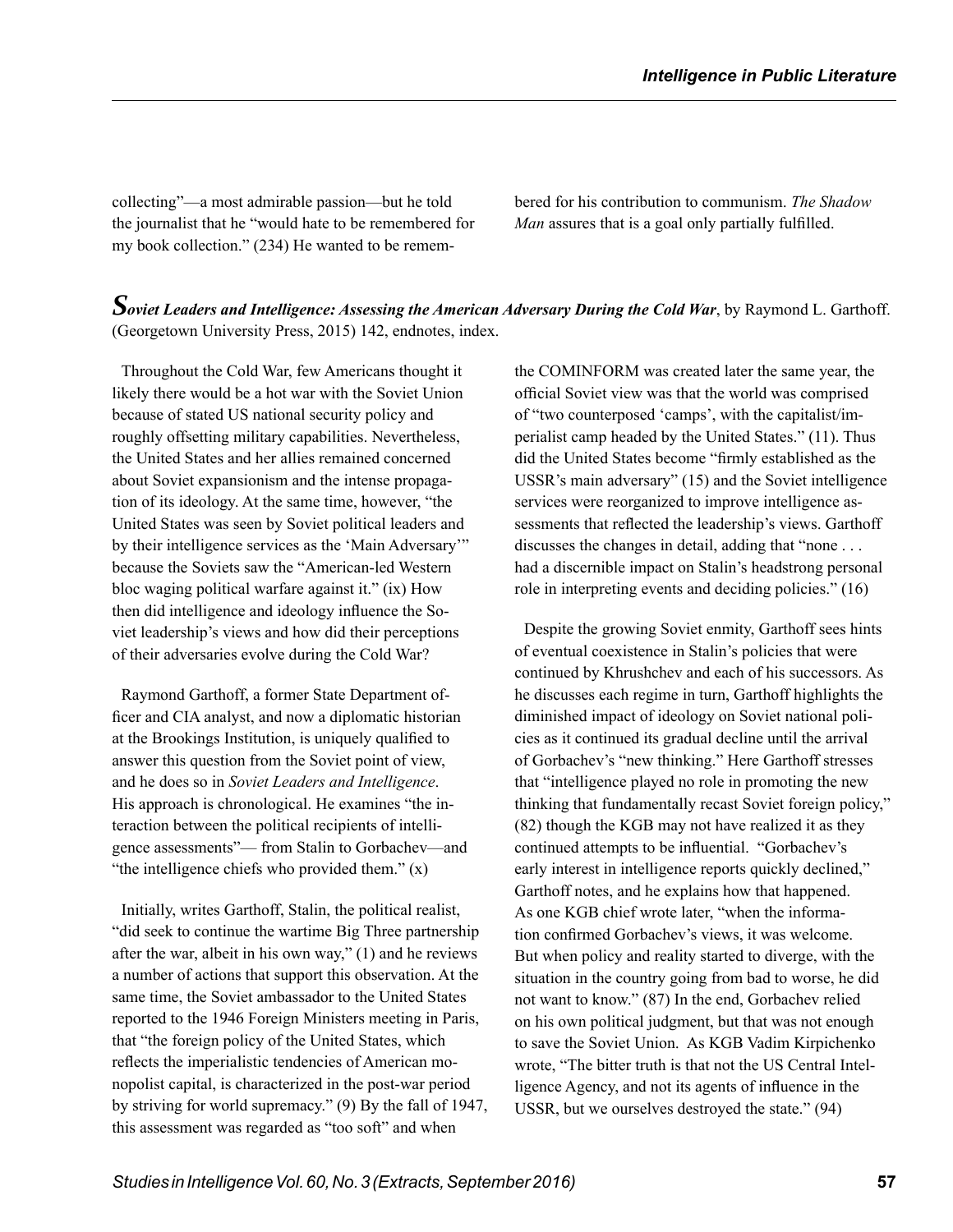collecting"—a most admirable passion—but he told the journalist that he "would hate to be remembered for my book collection." (234) He wanted to be remembered for his contribution to communism. *The Shadow Man* assures that is a goal only partially fulfilled.

***Soviet Leaders and Intelligence: Assessing the American Adversary During the Cold War***, by Raymond L. Garthoff. (Georgetown University Press, 2015) 142, endnotes, index.

Throughout the Cold War, few Americans thought it likely there would be a hot war with the Soviet Union because of stated US national security policy and roughly offsetting military capabilities. Nevertheless, the United States and her allies remained concerned about Soviet expansionism and the intense propagation of its ideology. At the same time, however, "the United States was seen by Soviet political leaders and by their intelligence services as the 'Main Adversary'" because the Soviets saw the "American-led Western bloc waging political warfare against it." (ix) How then did intelligence and ideology influence the Soviet leadership's views and how did their perceptions of their adversaries evolve during the Cold War?

Raymond Garthoff, a former State Department officer and CIA analyst, and now a diplomatic historian at the Brookings Institution, is uniquely qualified to answer this question from the Soviet point of view, and he does so in *Soviet Leaders and Intelligence*. His approach is chronological. He examines "the interaction between the political recipients of intelligence assessments"— from Stalin to Gorbachev—and "the intelligence chiefs who provided them." (x)

Initially, writes Garthoff, Stalin, the political realist, "did seek to continue the wartime Big Three partnership after the war, albeit in his own way," (1) and he reviews a number of actions that support this observation. At the same time, the Soviet ambassador to the United States reported to the 1946 Foreign Ministers meeting in Paris, that "the foreign policy of the United States, which reflects the imperialistic tendencies of American monopolist capital, is characterized in the post-war period by striving for world supremacy." (9) By the fall of 1947, this assessment was regarded as "too soft" and when the COMINFORM was created later the same year, the official Soviet view was that the world was comprised of "two counterposed 'camps', with the capitalist/imperialist camp headed by the United States." (11). Thus did the United States become "firmly established as the USSR's main adversary" (15) and the Soviet intelligence services were reorganized to improve intelligence assessments that reflected the leadership's views. Garthoff discusses the changes in detail, adding that "none . . . had a discernible impact on Stalin's headstrong personal role in interpreting events and deciding policies." (16)

Despite the growing Soviet enmity, Garthoff sees hints of eventual coexistence in Stalin's policies that were continued by Khrushchev and each of his successors. As he discusses each regime in turn, Garthoff highlights the diminished impact of ideology on Soviet national policies as it continued its gradual decline until the arrival of Gorbachev's "new thinking." Here Garthoff stresses that "intelligence played no role in promoting the new thinking that fundamentally recast Soviet foreign policy," (82) though the KGB may not have realized it as they continued attempts to be influential. "Gorbachev's early interest in intelligence reports quickly declined," Garthoff notes, and he explains how that happened. As one KGB chief wrote later, "when the information confirmed Gorbachev's views, it was welcome. But when policy and reality started to diverge, with the situation in the country going from bad to worse, he did not want to know." (87) In the end, Gorbachev relied on his own political judgment, but that was not enough to save the Soviet Union. As KGB Vadim Kirpichenko wrote, "The bitter truth is that not the US Central Intelligence Agency, and not its agents of influence in the USSR, but we ourselves destroyed the state." (94)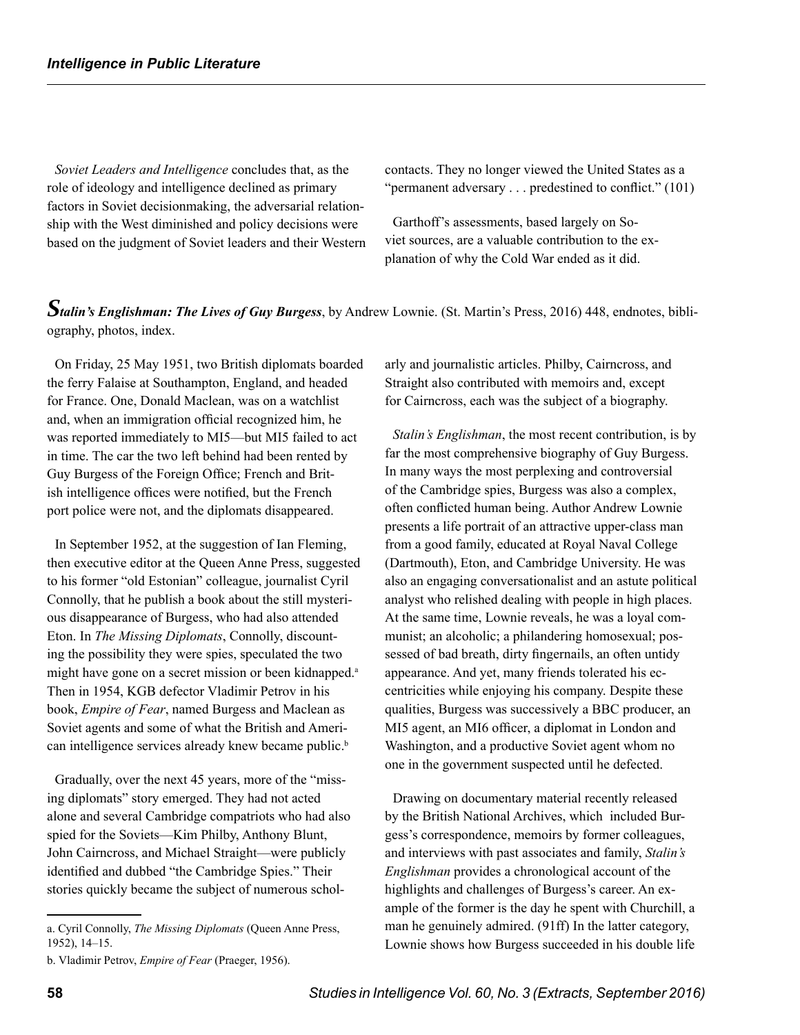*Soviet Leaders and Intelligence* concludes that, as the role of ideology and intelligence declined as primary factors in Soviet decisionmaking, the adversarial relationship with the West diminished and policy decisions were based on the judgment of Soviet leaders and their Western contacts. They no longer viewed the United States as a "permanent adversary . . . predestined to conflict." (101)

Garthoff's assessments, based largely on Soviet sources, are a valuable contribution to the explanation of why the Cold War ended as it did.

***Stalin's Englishman: The Lives of Guy Burgess***, by Andrew Lownie. (St. Martin's Press, 2016) 448, endnotes, bibliography, photos, index.

On Friday, 25 May 1951, two British diplomats boarded the ferry Falaise at Southampton, England, and headed for France. One, Donald Maclean, was on a watchlist and, when an immigration official recognized him, he was reported immediately to MI5—but MI5 failed to act in time. The car the two left behind had been rented by Guy Burgess of the Foreign Office; French and British intelligence offices were notified, but the French port police were not, and the diplomats disappeared.

In September 1952, at the suggestion of Ian Fleming, then executive editor at the Queen Anne Press, suggested to his former "old Estonian" colleague, journalist Cyril Connolly, that he publish a book about the still mysterious disappearance of Burgess, who had also attended Eton. In *The Missing Diplomats*, Connolly, discounting the possibility they were spies, speculated the two might have gone on a secret mission or been kidnapped.[a] Then in 1954, KGB defector Vladimir Petrov in his book, *Empire of Fear*, named Burgess and Maclean as Soviet agents and some of what the British and American intelligence services already knew became public.[b]

Gradually, over the next 45 years, more of the "missing diplomats" story emerged. They had not acted alone and several Cambridge compatriots who had also spied for the Soviets—Kim Philby, Anthony Blunt, John Cairncross, and Michael Straight—were publicly identified and dubbed "the Cambridge Spies." Their stories quickly became the subject of numerous scholarly and journalistic articles. Philby, Cairncross, and Straight also contributed with memoirs and, except for Cairncross, each was the subject of a biography.

*Stalin's Englishman*, the most recent contribution, is by far the most comprehensive biography of Guy Burgess. In many ways the most perplexing and controversial of the Cambridge spies, Burgess was also a complex, often conflicted human being. Author Andrew Lownie presents a life portrait of an attractive upper-class man from a good family, educated at Royal Naval College (Dartmouth), Eton, and Cambridge University. He was also an engaging conversationalist and an astute political analyst who relished dealing with people in high places. At the same time, Lownie reveals, he was a loyal communist; an alcoholic; a philandering homosexual; possessed of bad breath, dirty fingernails, an often untidy appearance. And yet, many friends tolerated his eccentricities while enjoying his company. Despite these qualities, Burgess was successively a BBC producer, an MI5 agent, an MI6 officer, a diplomat in London and Washington, and a productive Soviet agent whom no one in the government suspected until he defected.

Drawing on documentary material recently released by the British National Archives, which included Burgess's correspondence, memoirs by former colleagues, and interviews with past associates and family, *Stalin's Englishman* provides a chronological account of the highlights and challenges of Burgess's career. An example of the former is the day he spent with Churchill, a man he genuinely admired. (91ff) In the latter category, Lownie shows how Burgess succeeded in his double life

---

a. Cyril Connolly, *The Missing Diplomats* (Queen Anne Press, 1952), 14–15.

b. Vladimir Petrov, *Empire of Fear* (Praeger, 1956).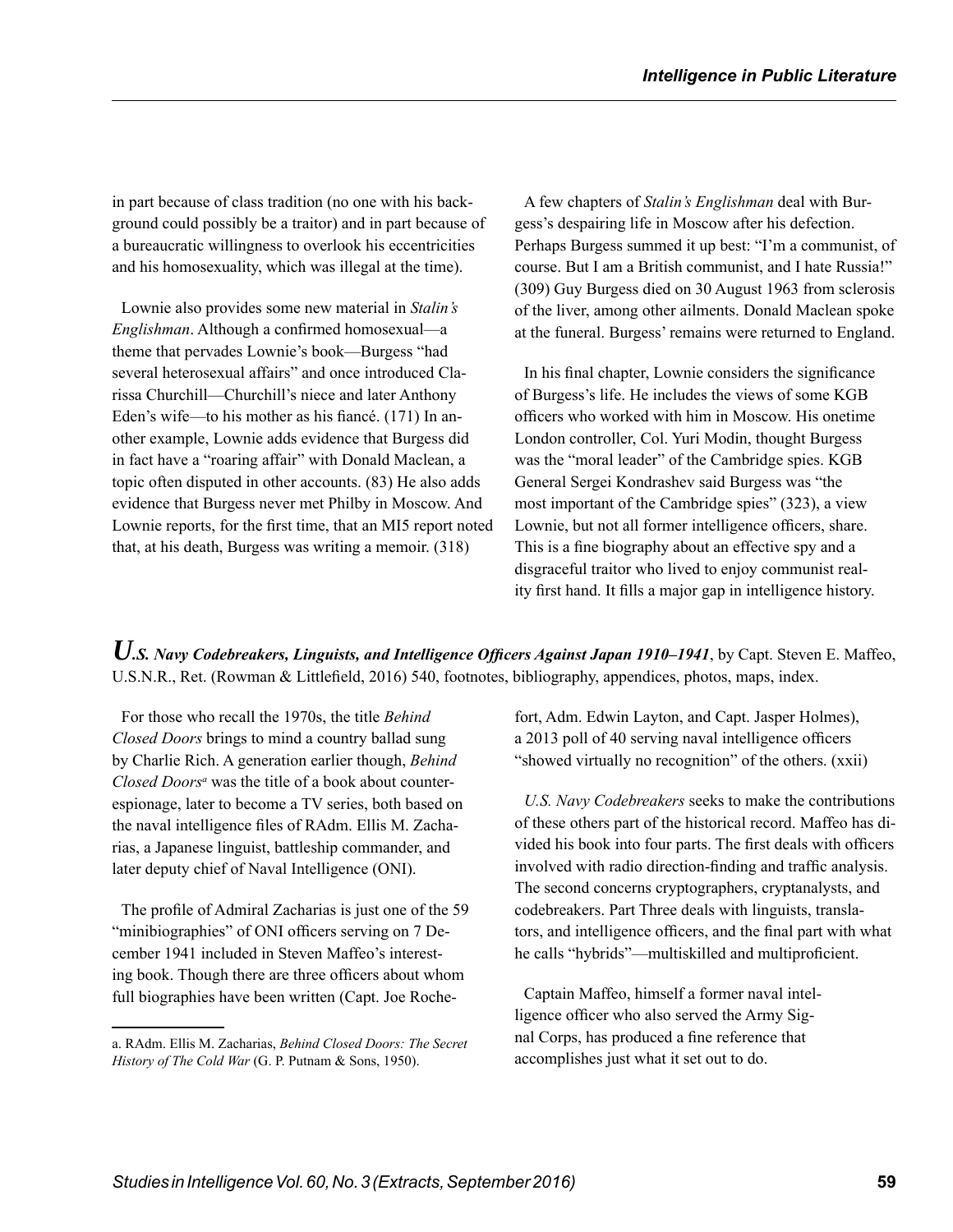in part because of class tradition (no one with his background could possibly be a traitor) and in part because of a bureaucratic willingness to overlook his eccentricities and his homosexuality, which was illegal at the time).

Lownie also provides some new material in *Stalin's Englishman*. Although a confirmed homosexual—a theme that pervades Lownie's book—Burgess "had several heterosexual affairs" and once introduced Clarissa Churchill—Churchill's niece and later Anthony Eden's wife—to his mother as his fiancé. (171) In another example, Lownie adds evidence that Burgess did in fact have a "roaring affair" with Donald Maclean, a topic often disputed in other accounts. (83) He also adds evidence that Burgess never met Philby in Moscow. And Lownie reports, for the first time, that an MI5 report noted that, at his death, Burgess was writing a memoir. (318)

A few chapters of *Stalin's Englishman* deal with Burgess's despairing life in Moscow after his defection. Perhaps Burgess summed it up best: "I'm a communist, of course. But I am a British communist, and I hate Russia!" (309) Guy Burgess died on 30 August 1963 from sclerosis of the liver, among other ailments. Donald Maclean spoke at the funeral. Burgess' remains were returned to England.

In his final chapter, Lownie considers the significance of Burgess's life. He includes the views of some KGB officers who worked with him in Moscow. His onetime London controller, Col. Yuri Modin, thought Burgess was the "moral leader" of the Cambridge spies. KGB General Sergei Kondrashev said Burgess was "the most important of the Cambridge spies" (323), a view Lownie, but not all former intelligence officers, share. This is a fine biography about an effective spy and a disgraceful traitor who lived to enjoy communist reality first hand. It fills a major gap in intelligence history.

***U.S. Navy Codebreakers, Linguists, and Intelligence Officers Against Japan 1910–1941***, by Capt. Steven E. Maffeo, U.S.N.R., Ret. (Rowman & Littlefield, 2016) 540, footnotes, bibliography, appendices, photos, maps, index.

For those who recall the 1970s, the title *Behind Closed Doors* brings to mind a country ballad sung by Charlie Rich. A generation earlier though, *Behind Closed Doors*[a] was the title of a book about counterespionage, later to become a TV series, both based on the naval intelligence files of RAdm. Ellis M. Zacharias, a Japanese linguist, battleship commander, and later deputy chief of Naval Intelligence (ONI).

The profile of Admiral Zacharias is just one of the 59 "minibiographies" of ONI officers serving on 7 December 1941 included in Steven Maffeo's interesting book. Though there are three officers about whom full biographies have been written (Capt. Joe Rochefort, Adm. Edwin Layton, and Capt. Jasper Holmes), a 2013 poll of 40 serving naval intelligence officers "showed virtually no recognition" of the others. (xxii)

*U.S. Navy Codebreakers* seeks to make the contributions of these others part of the historical record. Maffeo has divided his book into four parts. The first deals with officers involved with radio direction-finding and traffic analysis. The second concerns cryptographers, cryptanalysts, and codebreakers. Part Three deals with linguists, translators, and intelligence officers, and the final part with what he calls "hybrids"—multiskilled and multiproficient.

Captain Maffeo, himself a former naval intelligence officer who also served the Army Signal Corps, has produced a fine reference that accomplishes just what it set out to do.

a. RAdm. Ellis M. Zacharias, *Behind Closed Doors: The Secret History of The Cold War* (G. P. Putnam & Sons, 1950).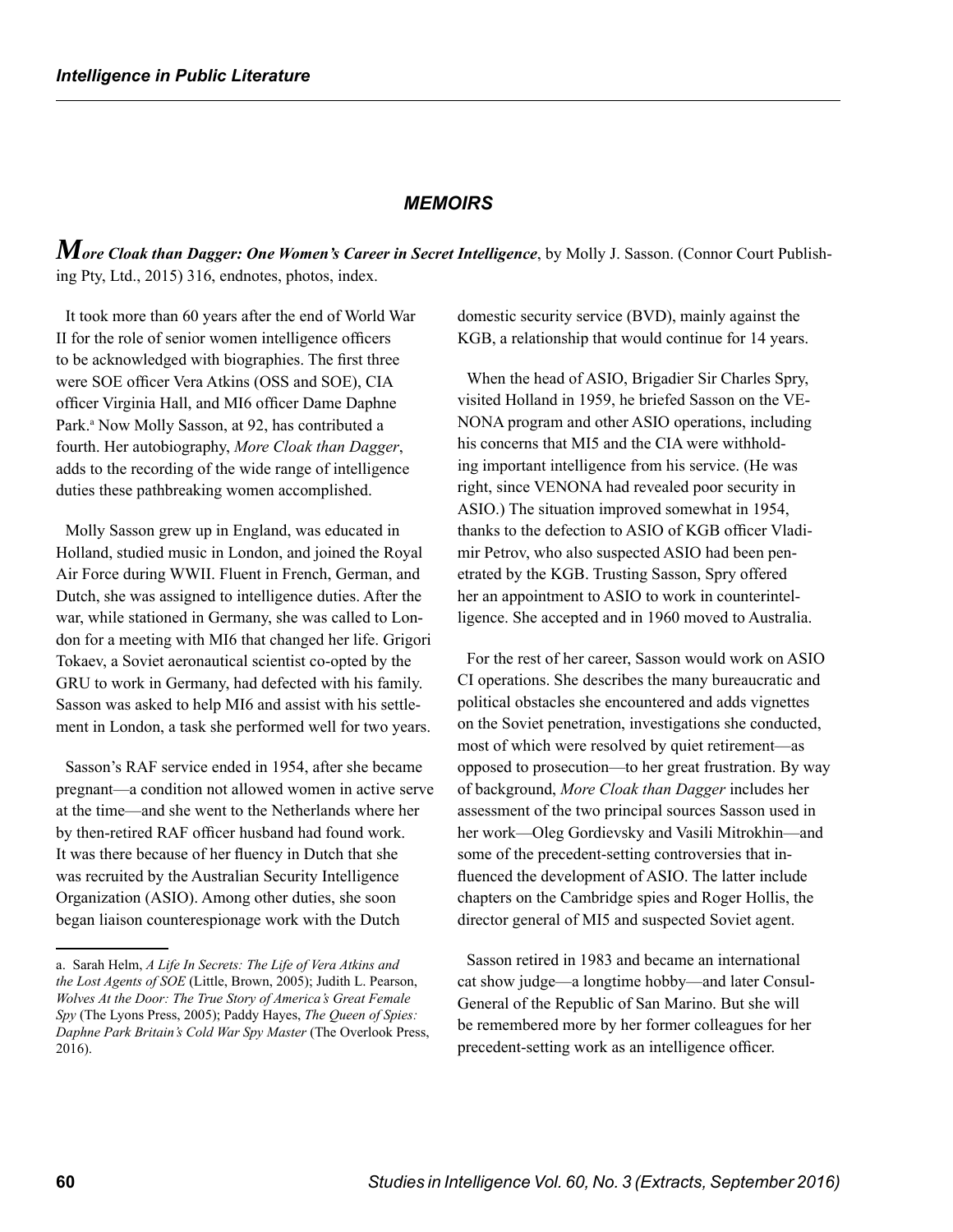## MEMOIRS

***More Cloak than Dagger: One Women's Career in Secret Intelligence***, by Molly J. Sasson. (Connor Court Publishing Pty, Ltd., 2015) 316, endnotes, photos, index.

It took more than 60 years after the end of World War II for the role of senior women intelligence officers to be acknowledged with biographies. The first three were SOE officer Vera Atkins (OSS and SOE), CIA officer Virginia Hall, and MI6 officer Dame Daphne Park.[a] Now Molly Sasson, at 92, has contributed a fourth. Her autobiography, *More Cloak than Dagger*, adds to the recording of the wide range of intelligence duties these pathbreaking women accomplished.

Molly Sasson grew up in England, was educated in Holland, studied music in London, and joined the Royal Air Force during WWII. Fluent in French, German, and Dutch, she was assigned to intelligence duties. After the war, while stationed in Germany, she was called to London for a meeting with MI6 that changed her life. Grigori Tokaev, a Soviet aeronautical scientist co-opted by the GRU to work in Germany, had defected with his family. Sasson was asked to help MI6 and assist with his settlement in London, a task she performed well for two years.

Sasson's RAF service ended in 1954, after she became pregnant—a condition not allowed women in active serve at the time—and she went to the Netherlands where her by then-retired RAF officer husband had found work. It was there because of her fluency in Dutch that she was recruited by the Australian Security Intelligence Organization (ASIO). Among other duties, she soon began liaison counterespionage work with the Dutch domestic security service (BVD), mainly against the KGB, a relationship that would continue for 14 years.

When the head of ASIO, Brigadier Sir Charles Spry, visited Holland in 1959, he briefed Sasson on the VENONA program and other ASIO operations, including his concerns that MI5 and the CIA were withholding important intelligence from his service. (He was right, since VENONA had revealed poor security in ASIO.) The situation improved somewhat in 1954, thanks to the defection to ASIO of KGB officer Vladimir Petrov, who also suspected ASIO had been penetrated by the KGB. Trusting Sasson, Spry offered her an appointment to ASIO to work in counterintelligence. She accepted and in 1960 moved to Australia.

For the rest of her career, Sasson would work on ASIO CI operations. She describes the many bureaucratic and political obstacles she encountered and adds vignettes on the Soviet penetration, investigations she conducted, most of which were resolved by quiet retirement—as opposed to prosecution—to her great frustration. By way of background, *More Cloak than Dagger* includes her assessment of the two principal sources Sasson used in her work—Oleg Gordievsky and Vasili Mitrokhin—and some of the precedent-setting controversies that influenced the development of ASIO. The latter include chapters on the Cambridge spies and Roger Hollis, the director general of MI5 and suspected Soviet agent.

Sasson retired in 1983 and became an international cat show judge—a longtime hobby—and later Consul-General of the Republic of San Marino. But she will be remembered more by her former colleagues for her precedent-setting work as an intelligence officer.

---

a. Sarah Helm, *A Life In Secrets: The Life of Vera Atkins and the Lost Agents of SOE* (Little, Brown, 2005); Judith L. Pearson, *Wolves At the Door: The True Story of America's Great Female Spy* (The Lyons Press, 2005); Paddy Hayes, *The Queen of Spies: Daphne Park Britain's Cold War Spy Master* (The Overlook Press, 2016).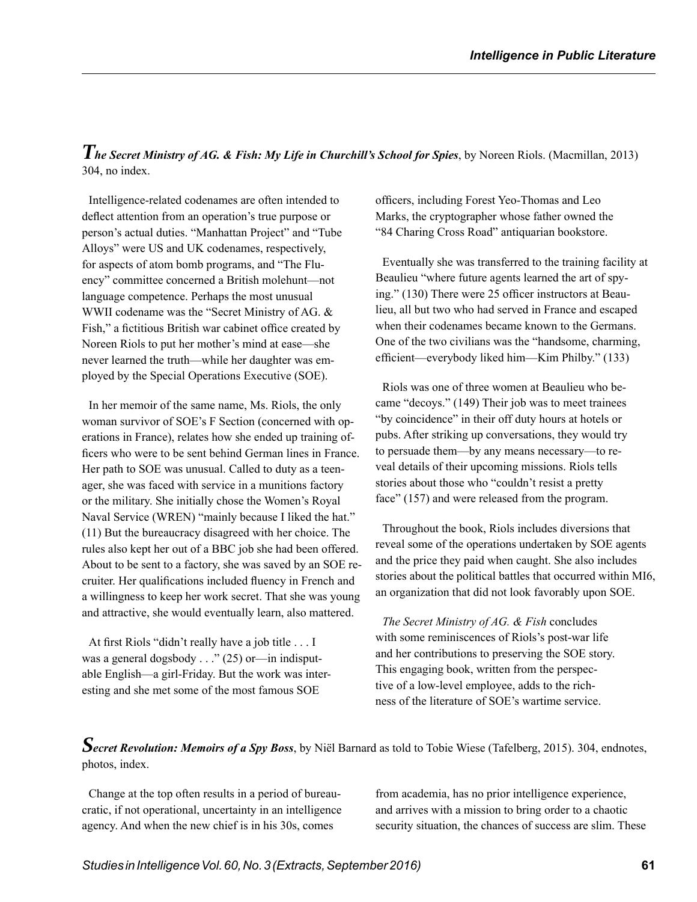***The Secret Ministry of AG. & Fish: My Life in Churchill's School for Spies***, by Noreen Riols. (Macmillan, 2013) 304, no index.

Intelligence-related codenames are often intended to deflect attention from an operation's true purpose or person's actual duties. "Manhattan Project" and "Tube Alloys" were US and UK codenames, respectively, for aspects of atom bomb programs, and "The Fluency" committee concerned a British molehunt—not language competence. Perhaps the most unusual WWII codename was the "Secret Ministry of AG. & Fish," a fictitious British war cabinet office created by Noreen Riols to put her mother's mind at ease—she never learned the truth—while her daughter was employed by the Special Operations Executive (SOE).

In her memoir of the same name, Ms. Riols, the only woman survivor of SOE's F Section (concerned with operations in France), relates how she ended up training officers who were to be sent behind German lines in France. Her path to SOE was unusual. Called to duty as a teenager, she was faced with service in a munitions factory or the military. She initially chose the Women's Royal Naval Service (WREN) "mainly because I liked the hat." (11) But the bureaucracy disagreed with her choice. The rules also kept her out of a BBC job she had been offered. About to be sent to a factory, she was saved by an SOE recruiter. Her qualifications included fluency in French and a willingness to keep her work secret. That she was young and attractive, she would eventually learn, also mattered.

At first Riols "didn't really have a job title . . . I was a general dogsbody . . ." (25) or—in indisputable English—a girl-Friday. But the work was interesting and she met some of the most famous SOE officers, including Forest Yeo-Thomas and Leo Marks, the cryptographer whose father owned the "84 Charing Cross Road" antiquarian bookstore.

Eventually she was transferred to the training facility at Beaulieu "where future agents learned the art of spying." (130) There were 25 officer instructors at Beaulieu, all but two who had served in France and escaped when their codenames became known to the Germans. One of the two civilians was the "handsome, charming, efficient—everybody liked him—Kim Philby." (133)

Riols was one of three women at Beaulieu who became "decoys." (149) Their job was to meet trainees "by coincidence" in their off duty hours at hotels or pubs. After striking up conversations, they would try to persuade them—by any means necessary—to reveal details of their upcoming missions. Riols tells stories about those who "couldn't resist a pretty face" (157) and were released from the program.

Throughout the book, Riols includes diversions that reveal some of the operations undertaken by SOE agents and the price they paid when caught. She also includes stories about the political battles that occurred within MI6, an organization that did not look favorably upon SOE.

*The Secret Ministry of AG. & Fish* concludes with some reminiscences of Riols's post-war life and her contributions to preserving the SOE story. This engaging book, written from the perspective of a low-level employee, adds to the richness of the literature of SOE's wartime service.

***Secret Revolution: Memoirs of a Spy Boss***, by Niël Barnard as told to Tobie Wiese (Tafelberg, 2015). 304, endnotes, photos, index.

Change at the top often results in a period of bureaucratic, if not operational, uncertainty in an intelligence agency. And when the new chief is in his 30s, comes from academia, has no prior intelligence experience, and arrives with a mission to bring order to a chaotic security situation, the chances of success are slim. These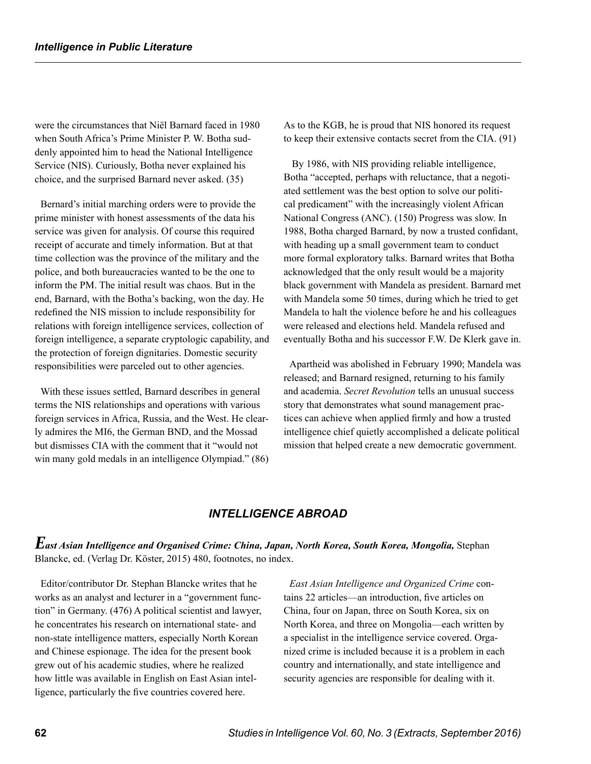were the circumstances that Niël Barnard faced in 1980 when South Africa's Prime Minister P. W. Botha suddenly appointed him to head the National Intelligence Service (NIS). Curiously, Botha never explained his choice, and the surprised Barnard never asked. (35)

Bernard's initial marching orders were to provide the prime minister with honest assessments of the data his service was given for analysis. Of course this required receipt of accurate and timely information. But at that time collection was the province of the military and the police, and both bureaucracies wanted to be the one to inform the PM. The initial result was chaos. But in the end, Barnard, with the Botha's backing, won the day. He redefined the NIS mission to include responsibility for relations with foreign intelligence services, collection of foreign intelligence, a separate cryptologic capability, and the protection of foreign dignitaries. Domestic security responsibilities were parceled out to other agencies.

With these issues settled, Barnard describes in general terms the NIS relationships and operations with various foreign services in Africa, Russia, and the West. He clearly admires the MI6, the German BND, and the Mossad but dismisses CIA with the comment that it "would not win many gold medals in an intelligence Olympiad." (86) As to the KGB, he is proud that NIS honored its request to keep their extensive contacts secret from the CIA. (91)

By 1986, with NIS providing reliable intelligence, Botha "accepted, perhaps with reluctance, that a negotiated settlement was the best option to solve our political predicament" with the increasingly violent African National Congress (ANC). (150) Progress was slow. In 1988, Botha charged Barnard, by now a trusted confidant, with heading up a small government team to conduct more formal exploratory talks. Barnard writes that Botha acknowledged that the only result would be a majority black government with Mandela as president. Barnard met with Mandela some 50 times, during which he tried to get Mandela to halt the violence before he and his colleagues were released and elections held. Mandela refused and eventually Botha and his successor F.W. De Klerk gave in.

Apartheid was abolished in February 1990; Mandela was released; and Barnard resigned, returning to his family and academia. *Secret Revolution* tells an unusual success story that demonstrates what sound management practices can achieve when applied firmly and how a trusted intelligence chief quietly accomplished a delicate political mission that helped create a new democratic government.

## INTELLIGENCE ABROAD

***East Asian Intelligence and Organised Crime: China, Japan, North Korea, South Korea, Mongolia,*** Stephan Blancke, ed. (Verlag Dr. Köster, 2015) 480, footnotes, no index.

Editor/contributor Dr. Stephan Blancke writes that he works as an analyst and lecturer in a "government function" in Germany. (476) A political scientist and lawyer, he concentrates his research on international state- and non-state intelligence matters, especially North Korean and Chinese espionage. The idea for the present book grew out of his academic studies, where he realized how little was available in English on East Asian intelligence, particularly the five countries covered here.

*East Asian Intelligence and Organized Crime* contains 22 articles—an introduction, five articles on China, four on Japan, three on South Korea, six on North Korea, and three on Mongolia—each written by a specialist in the intelligence service covered. Organized crime is included because it is a problem in each country and internationally, and state intelligence and security agencies are responsible for dealing with it.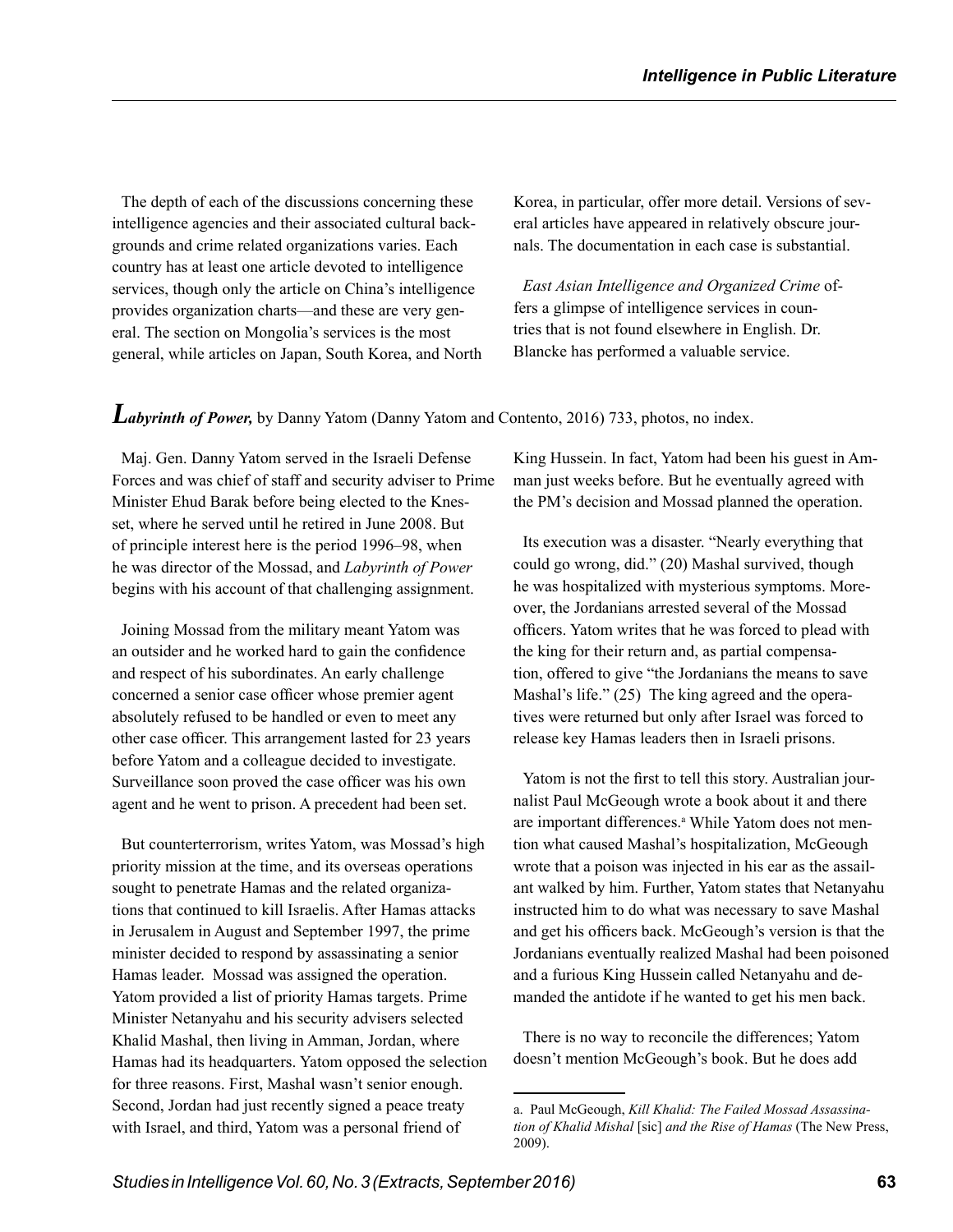The depth of each of the discussions concerning these intelligence agencies and their associated cultural backgrounds and crime related organizations varies. Each country has at least one article devoted to intelligence services, though only the article on China's intelligence provides organization charts—and these are very general. The section on Mongolia's services is the most general, while articles on Japan, South Korea, and North Korea, in particular, offer more detail. Versions of several articles have appeared in relatively obscure journals. The documentation in each case is substantial.

*East Asian Intelligence and Organized Crime* offers a glimpse of intelligence services in countries that is not found elsewhere in English. Dr. Blancke has performed a valuable service.

## ***Labyrinth of Power,*** by Danny Yatom (Danny Yatom and Contento, 2016) 733, photos, no index.

Maj. Gen. Danny Yatom served in the Israeli Defense Forces and was chief of staff and security adviser to Prime Minister Ehud Barak before being elected to the Knesset, where he served until he retired in June 2008. But of principle interest here is the period 1996–98, when he was director of the Mossad, and *Labyrinth of Power* begins with his account of that challenging assignment.

Joining Mossad from the military meant Yatom was an outsider and he worked hard to gain the confidence and respect of his subordinates. An early challenge concerned a senior case officer whose premier agent absolutely refused to be handled or even to meet any other case officer. This arrangement lasted for 23 years before Yatom and a colleague decided to investigate. Surveillance soon proved the case officer was his own agent and he went to prison. A precedent had been set.

But counterterrorism, writes Yatom, was Mossad's high priority mission at the time, and its overseas operations sought to penetrate Hamas and the related organizations that continued to kill Israelis. After Hamas attacks in Jerusalem in August and September 1997, the prime minister decided to respond by assassinating a senior Hamas leader. Mossad was assigned the operation. Yatom provided a list of priority Hamas targets. Prime Minister Netanyahu and his security advisers selected Khalid Mashal, then living in Amman, Jordan, where Hamas had its headquarters. Yatom opposed the selection for three reasons. First, Mashal wasn't senior enough. Second, Jordan had just recently signed a peace treaty with Israel, and third, Yatom was a personal friend of King Hussein. In fact, Yatom had been his guest in Amman just weeks before. But he eventually agreed with the PM's decision and Mossad planned the operation.

Its execution was a disaster. "Nearly everything that could go wrong, did." (20) Mashal survived, though he was hospitalized with mysterious symptoms. Moreover, the Jordanians arrested several of the Mossad officers. Yatom writes that he was forced to plead with the king for their return and, as partial compensation, offered to give "the Jordanians the means to save Mashal's life." (25) The king agreed and the operatives were returned but only after Israel was forced to release key Hamas leaders then in Israeli prisons.

Yatom is not the first to tell this story. Australian journalist Paul McGeough wrote a book about it and there are important differences.[a] While Yatom does not mention what caused Mashal's hospitalization, McGeough wrote that a poison was injected in his ear as the assailant walked by him. Further, Yatom states that Netanyahu instructed him to do what was necessary to save Mashal and get his officers back. McGeough's version is that the Jordanians eventually realized Mashal had been poisoned and a furious King Hussein called Netanyahu and demanded the antidote if he wanted to get his men back.

There is no way to reconcile the differences; Yatom doesn't mention McGeough's book. But he does add

---

a. Paul McGeough, *Kill Khalid: The Failed Mossad Assassination of Khalid Mishal* [sic] *and the Rise of Hamas* (The New Press, 2009).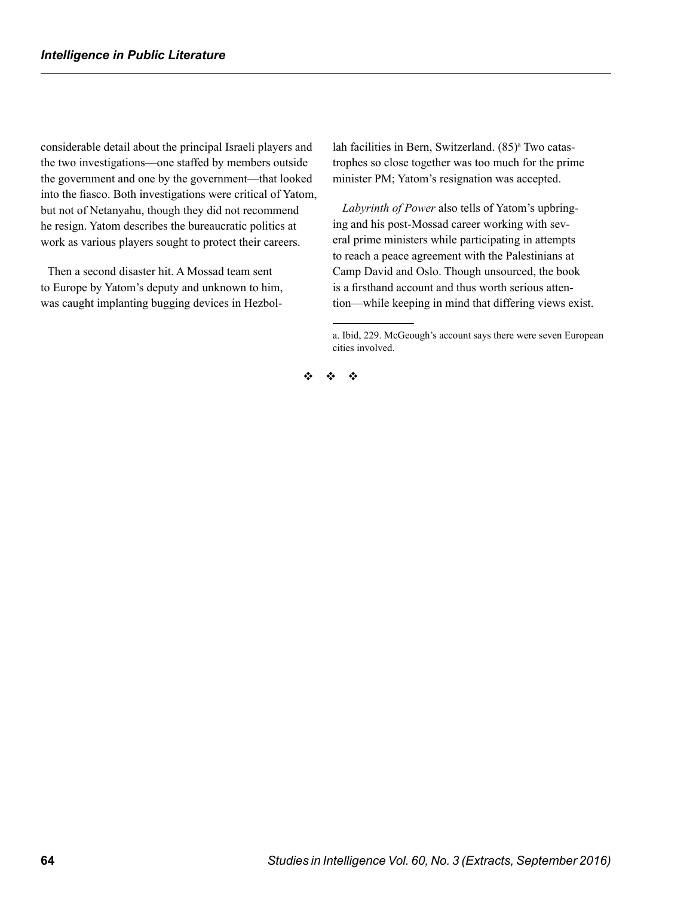considerable detail about the principal Israeli players and the two investigations—one staffed by members outside the government and one by the government—that looked into the fiasco. Both investigations were critical of Yatom, but not of Netanyahu, though they did not recommend he resign. Yatom describes the bureaucratic politics at work as various players sought to protect their careers.

Then a second disaster hit. A Mossad team sent to Europe by Yatom's deputy and unknown to him, was caught implanting bugging devices in Hezbollah facilities in Bern, Switzerland. (85)[a] Two catastrophes so close together was too much for the prime minister PM; Yatom's resignation was accepted.

*Labyrinth of Power* also tells of Yatom's upbringing and his post-Mossad career working with several prime ministers while participating in attempts to reach a peace agreement with the Palestinians at Camp David and Oslo. Though unsourced, the book is a firsthand account and thus worth serious attention—while keeping in mind that differing views exist.

a. Ibid, 229. McGeough's account says there were seven European cities involved.

❖ ❖ ❖